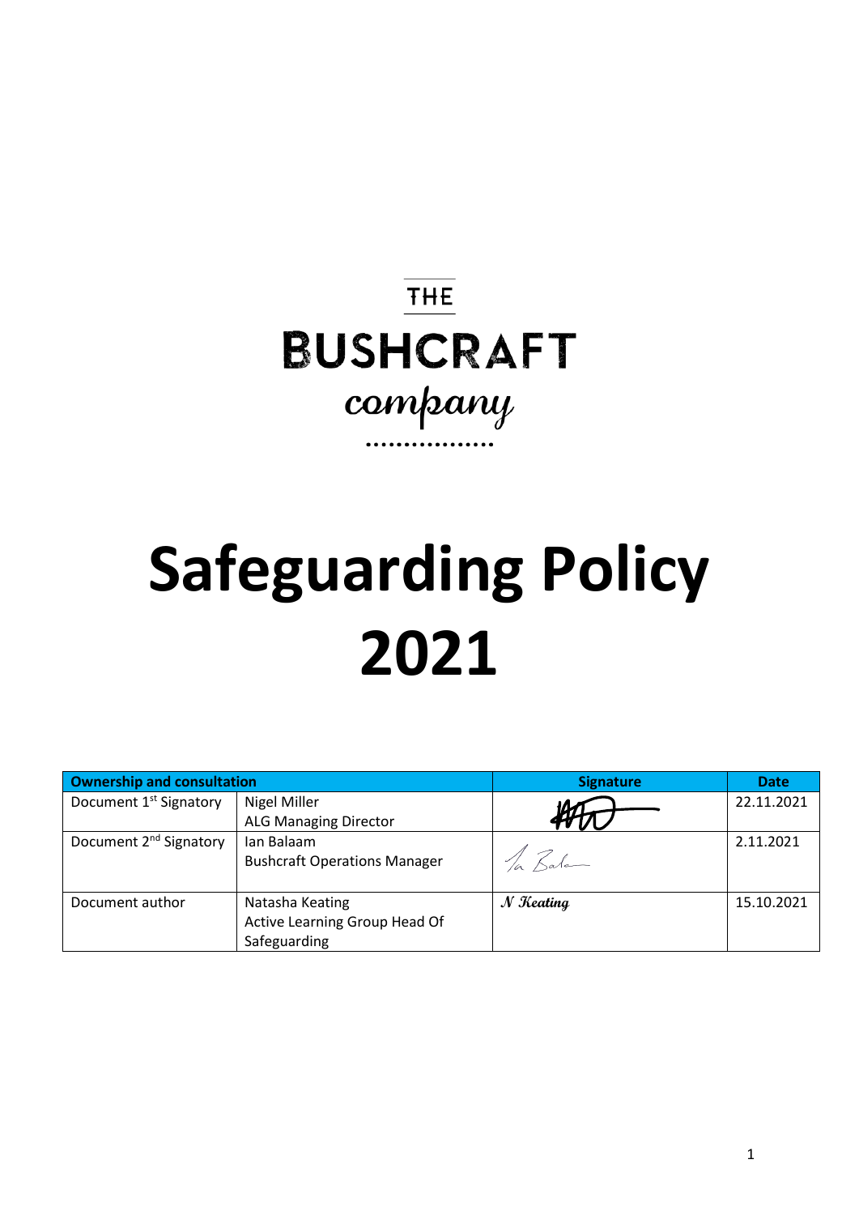THE

BUSHCRAFT

company

# Safeguarding Policy 2021

| Ownership and consultation | | Signature | Date |
|---|---|---|---|
| Document 1st Signatory | Nigel Miller<br>ALG Managing Director | | 22.11.2021 |
| Document 2nd Signatory | Ian Balaam<br>Bushcraft Operations Manager | | 2.11.2021 |
| Document author | Natasha Keating<br>Active Learning Group Head Of Safeguarding | N Keating | 15.10.2021 |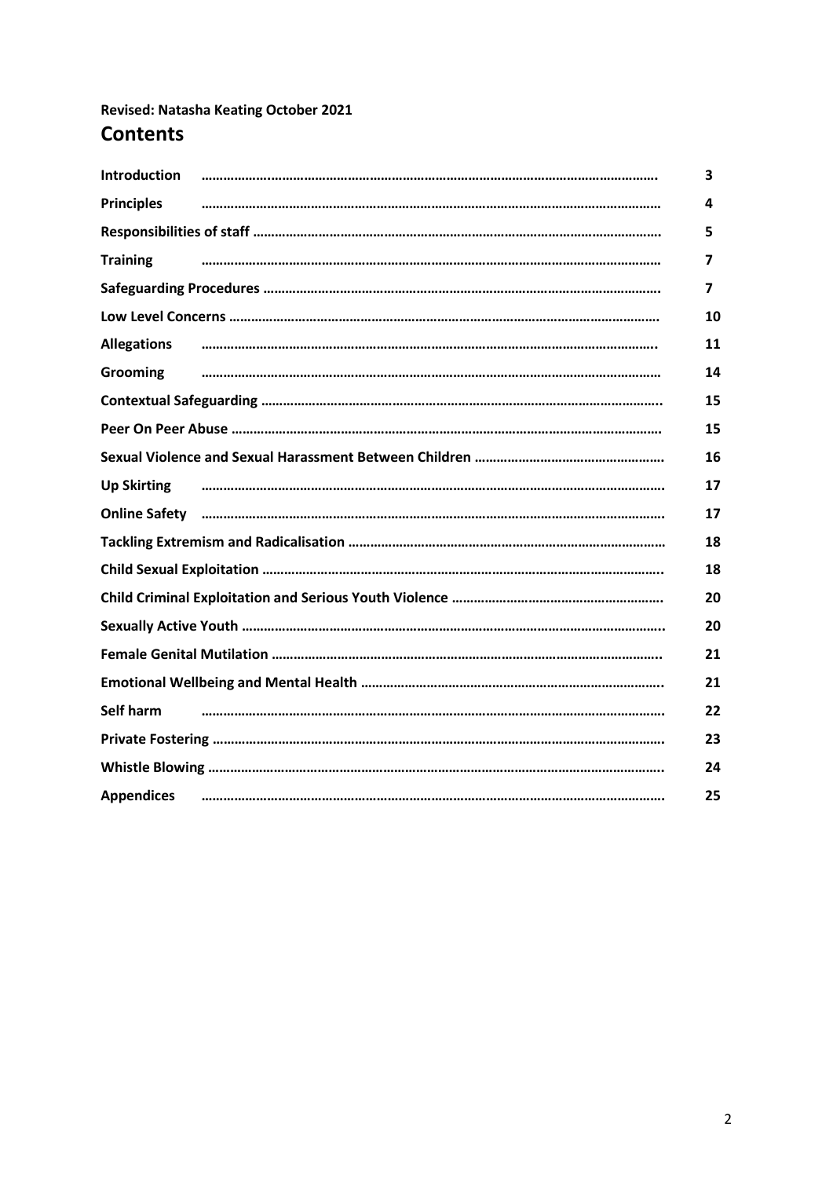**Revised: Natasha Keating October 2021**

# Contents

| | |
|---|---|
| **Introduction** | 3 |
| **Principles** | 4 |
| **Responsibilities of staff** | 5 |
| **Training** | 7 |
| **Safeguarding Procedures** | 7 |
| **Low Level Concerns** | 10 |
| **Allegations** | 11 |
| **Grooming** | 14 |
| **Contextual Safeguarding** | 15 |
| **Peer On Peer Abuse** | 15 |
| **Sexual Violence and Sexual Harassment Between Children** | 16 |
| **Up Skirting** | 17 |
| **Online Safety** | 17 |
| **Tackling Extremism and Radicalisation** | 18 |
| **Child Sexual Exploitation** | 18 |
| **Child Criminal Exploitation and Serious Youth Violence** | 20 |
| **Sexually Active Youth** | 20 |
| **Female Genital Mutilation** | 21 |
| **Emotional Wellbeing and Mental Health** | 21 |
| **Self harm** | 22 |
| **Private Fostering** | 23 |
| **Whistle Blowing** | 24 |
| **Appendices** | 25 |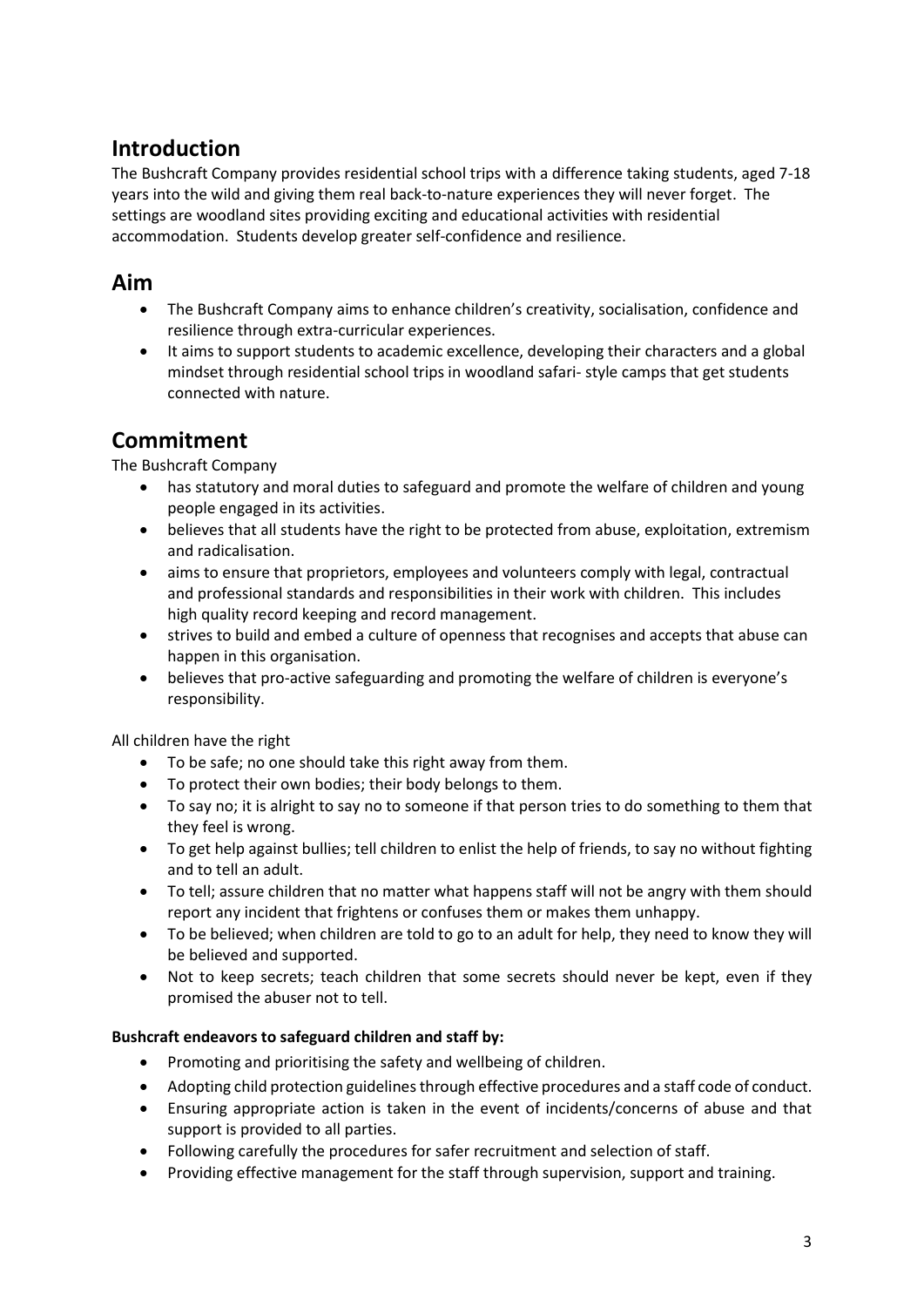## Introduction

The Bushcraft Company provides residential school trips with a difference taking students, aged 7-18 years into the wild and giving them real back-to-nature experiences they will never forget. The settings are woodland sites providing exciting and educational activities with residential accommodation. Students develop greater self-confidence and resilience.

## Aim

- The Bushcraft Company aims to enhance children's creativity, socialisation, confidence and resilience through extra-curricular experiences.
- It aims to support students to academic excellence, developing their characters and a global mindset through residential school trips in woodland safari- style camps that get students connected with nature.

## Commitment

The Bushcraft Company

- has statutory and moral duties to safeguard and promote the welfare of children and young people engaged in its activities.
- believes that all students have the right to be protected from abuse, exploitation, extremism and radicalisation.
- aims to ensure that proprietors, employees and volunteers comply with legal, contractual and professional standards and responsibilities in their work with children. This includes high quality record keeping and record management.
- strives to build and embed a culture of openness that recognises and accepts that abuse can happen in this organisation.
- believes that pro-active safeguarding and promoting the welfare of children is everyone's responsibility.

All children have the right

- To be safe; no one should take this right away from them.
- To protect their own bodies; their body belongs to them.
- To say no; it is alright to say no to someone if that person tries to do something to them that they feel is wrong.
- To get help against bullies; tell children to enlist the help of friends, to say no without fighting and to tell an adult.
- To tell; assure children that no matter what happens staff will not be angry with them should report any incident that frightens or confuses them or makes them unhappy.
- To be believed; when children are told to go to an adult for help, they need to know they will be believed and supported.
- Not to keep secrets; teach children that some secrets should never be kept, even if they promised the abuser not to tell.

**Bushcraft endeavors to safeguard children and staff by:**

- Promoting and prioritising the safety and wellbeing of children.
- Adopting child protection guidelines through effective procedures and a staff code of conduct.
- Ensuring appropriate action is taken in the event of incidents/concerns of abuse and that support is provided to all parties.
- Following carefully the procedures for safer recruitment and selection of staff.
- Providing effective management for the staff through supervision, support and training.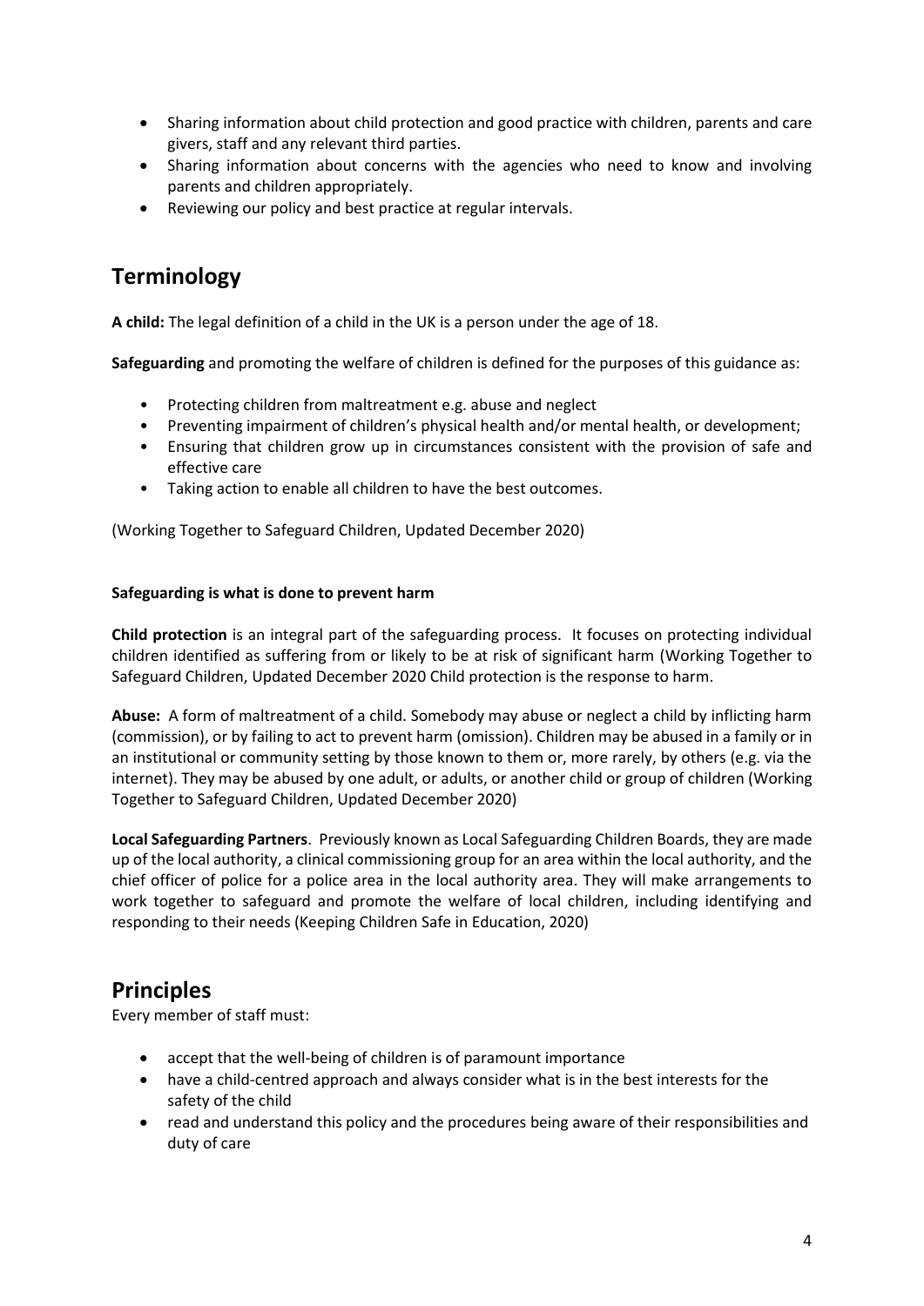- Sharing information about child protection and good practice with children, parents and care givers, staff and any relevant third parties.
- Sharing information about concerns with the agencies who need to know and involving parents and children appropriately.
- Reviewing our policy and best practice at regular intervals.

## Terminology

**A child:** The legal definition of a child in the UK is a person under the age of 18.

**Safeguarding** and promoting the welfare of children is defined for the purposes of this guidance as:

- Protecting children from maltreatment e.g. abuse and neglect
- Preventing impairment of children's physical health and/or mental health, or development;
- Ensuring that children grow up in circumstances consistent with the provision of safe and effective care
- Taking action to enable all children to have the best outcomes.

(Working Together to Safeguard Children, Updated December 2020)

**Safeguarding is what is done to prevent harm**

**Child protection** is an integral part of the safeguarding process. It focuses on protecting individual children identified as suffering from or likely to be at risk of significant harm (Working Together to Safeguard Children, Updated December 2020 Child protection is the response to harm.

**Abuse:** A form of maltreatment of a child. Somebody may abuse or neglect a child by inflicting harm (commission), or by failing to act to prevent harm (omission). Children may be abused in a family or in an institutional or community setting by those known to them or, more rarely, by others (e.g. via the internet). They may be abused by one adult, or adults, or another child or group of children (Working Together to Safeguard Children, Updated December 2020)

**Local Safeguarding Partners**. Previously known as Local Safeguarding Children Boards, they are made up of the local authority, a clinical commissioning group for an area within the local authority, and the chief officer of police for a police area in the local authority area. They will make arrangements to work together to safeguard and promote the welfare of local children, including identifying and responding to their needs (Keeping Children Safe in Education, 2020)

## Principles

Every member of staff must:

- accept that the well-being of children is of paramount importance
- have a child-centred approach and always consider what is in the best interests for the safety of the child
- read and understand this policy and the procedures being aware of their responsibilities and duty of care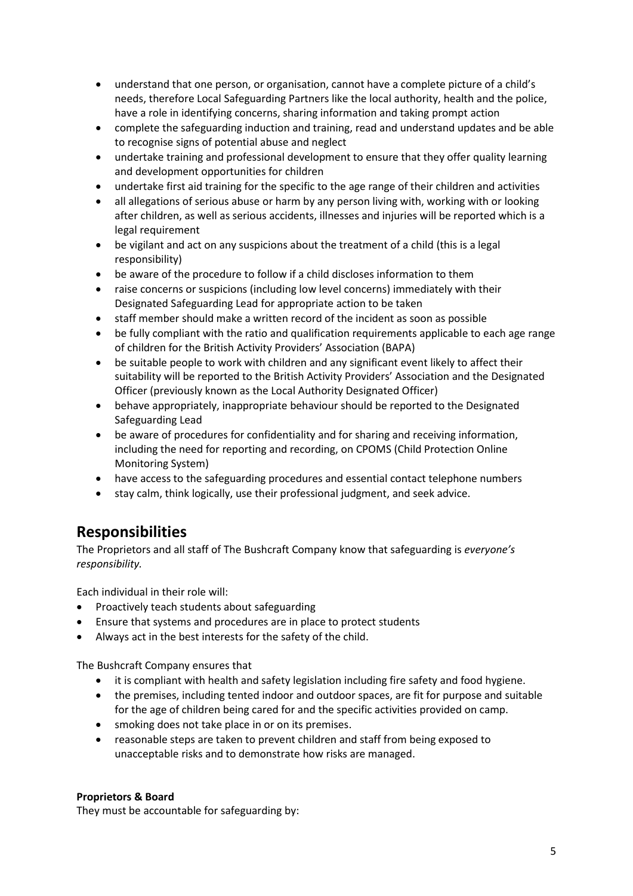- understand that one person, or organisation, cannot have a complete picture of a child's needs, therefore Local Safeguarding Partners like the local authority, health and the police, have a role in identifying concerns, sharing information and taking prompt action
- complete the safeguarding induction and training, read and understand updates and be able to recognise signs of potential abuse and neglect
- undertake training and professional development to ensure that they offer quality learning and development opportunities for children
- undertake first aid training for the specific to the age range of their children and activities
- all allegations of serious abuse or harm by any person living with, working with or looking after children, as well as serious accidents, illnesses and injuries will be reported which is a legal requirement
- be vigilant and act on any suspicions about the treatment of a child (this is a legal responsibility)
- be aware of the procedure to follow if a child discloses information to them
- raise concerns or suspicions (including low level concerns) immediately with their Designated Safeguarding Lead for appropriate action to be taken
- staff member should make a written record of the incident as soon as possible
- be fully compliant with the ratio and qualification requirements applicable to each age range of children for the British Activity Providers' Association (BAPA)
- be suitable people to work with children and any significant event likely to affect their suitability will be reported to the British Activity Providers' Association and the Designated Officer (previously known as the Local Authority Designated Officer)
- behave appropriately, inappropriate behaviour should be reported to the Designated Safeguarding Lead
- be aware of procedures for confidentiality and for sharing and receiving information, including the need for reporting and recording, on CPOMS (Child Protection Online Monitoring System)
- have access to the safeguarding procedures and essential contact telephone numbers
- stay calm, think logically, use their professional judgment, and seek advice.

## Responsibilities

The Proprietors and all staff of The Bushcraft Company know that safeguarding is *everyone's responsibility.*

Each individual in their role will:

- Proactively teach students about safeguarding
- Ensure that systems and procedures are in place to protect students
- Always act in the best interests for the safety of the child.

The Bushcraft Company ensures that

- it is compliant with health and safety legislation including fire safety and food hygiene.
- the premises, including tented indoor and outdoor spaces, are fit for purpose and suitable for the age of children being cared for and the specific activities provided on camp.
- smoking does not take place in or on its premises.
- reasonable steps are taken to prevent children and staff from being exposed to unacceptable risks and to demonstrate how risks are managed.

**Proprietors & Board**

They must be accountable for safeguarding by: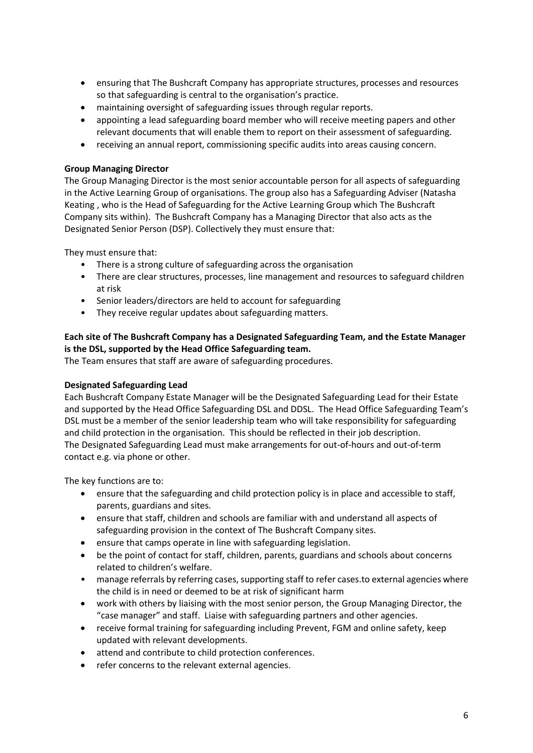- ensuring that The Bushcraft Company has appropriate structures, processes and resources so that safeguarding is central to the organisation's practice.
- maintaining oversight of safeguarding issues through regular reports.
- appointing a lead safeguarding board member who will receive meeting papers and other relevant documents that will enable them to report on their assessment of safeguarding.
- receiving an annual report, commissioning specific audits into areas causing concern.

**Group Managing Director**

The Group Managing Director is the most senior accountable person for all aspects of safeguarding in the Active Learning Group of organisations. The group also has a Safeguarding Adviser (Natasha Keating , who is the Head of Safeguarding for the Active Learning Group which The Bushcraft Company sits within). The Bushcraft Company has a Managing Director that also acts as the Designated Senior Person (DSP). Collectively they must ensure that:

They must ensure that:

- There is a strong culture of safeguarding across the organisation
- There are clear structures, processes, line management and resources to safeguard children at risk
- Senior leaders/directors are held to account for safeguarding
- They receive regular updates about safeguarding matters.

**Each site of The Bushcraft Company has a Designated Safeguarding Team, and the Estate Manager is the DSL, supported by the Head Office Safeguarding team.**

The Team ensures that staff are aware of safeguarding procedures.

**Designated Safeguarding Lead**

Each Bushcraft Company Estate Manager will be the Designated Safeguarding Lead for their Estate and supported by the Head Office Safeguarding DSL and DDSL. The Head Office Safeguarding Team's DSL must be a member of the senior leadership team who will take responsibility for safeguarding and child protection in the organisation. This should be reflected in their job description. The Designated Safeguarding Lead must make arrangements for out-of-hours and out-of-term contact e.g. via phone or other.

The key functions are to:

- ensure that the safeguarding and child protection policy is in place and accessible to staff, parents, guardians and sites.
- ensure that staff, children and schools are familiar with and understand all aspects of safeguarding provision in the context of The Bushcraft Company sites.
- ensure that camps operate in line with safeguarding legislation.
- be the point of contact for staff, children, parents, guardians and schools about concerns related to children's welfare.
- manage referrals by referring cases, supporting staff to refer cases.to external agencies where the child is in need or deemed to be at risk of significant harm
- work with others by liaising with the most senior person, the Group Managing Director, the "case manager" and staff. Liaise with safeguarding partners and other agencies.
- receive formal training for safeguarding including Prevent, FGM and online safety, keep updated with relevant developments.
- attend and contribute to child protection conferences.
- refer concerns to the relevant external agencies.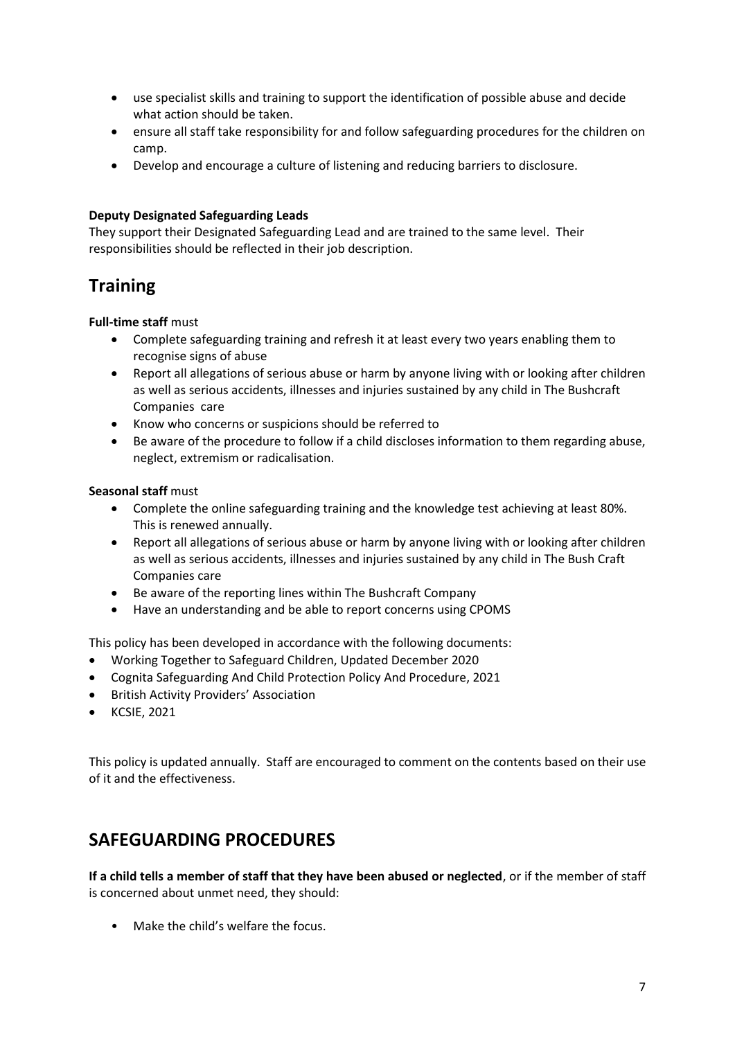- use specialist skills and training to support the identification of possible abuse and decide what action should be taken.
- ensure all staff take responsibility for and follow safeguarding procedures for the children on camp.
- Develop and encourage a culture of listening and reducing barriers to disclosure.

**Deputy Designated Safeguarding Leads**
They support their Designated Safeguarding Lead and are trained to the same level. Their responsibilities should be reflected in their job description.

## Training

**Full-time staff** must

- Complete safeguarding training and refresh it at least every two years enabling them to recognise signs of abuse
- Report all allegations of serious abuse or harm by anyone living with or looking after children as well as serious accidents, illnesses and injuries sustained by any child in The Bushcraft Companies care
- Know who concerns or suspicions should be referred to
- Be aware of the procedure to follow if a child discloses information to them regarding abuse, neglect, extremism or radicalisation.

**Seasonal staff** must

- Complete the online safeguarding training and the knowledge test achieving at least 80%. This is renewed annually.
- Report all allegations of serious abuse or harm by anyone living with or looking after children as well as serious accidents, illnesses and injuries sustained by any child in The Bush Craft Companies care
- Be aware of the reporting lines within The Bushcraft Company
- Have an understanding and be able to report concerns using CPOMS

This policy has been developed in accordance with the following documents:

- Working Together to Safeguard Children, Updated December 2020
- Cognita Safeguarding And Child Protection Policy And Procedure, 2021
- British Activity Providers' Association
- KCSIE, 2021

This policy is updated annually. Staff are encouraged to comment on the contents based on their use of it and the effectiveness.

## SAFEGUARDING PROCEDURES

**If a child tells a member of staff that they have been abused or neglected**, or if the member of staff is concerned about unmet need, they should:

- Make the child's welfare the focus.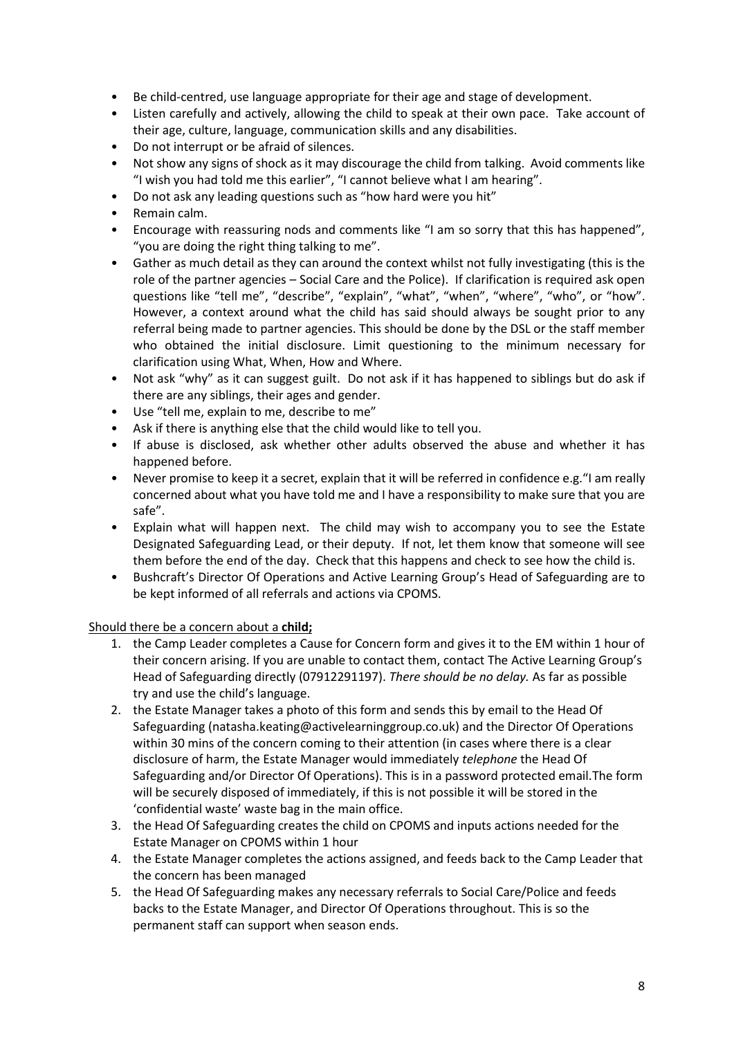- Be child-centred, use language appropriate for their age and stage of development.
- Listen carefully and actively, allowing the child to speak at their own pace. Take account of their age, culture, language, communication skills and any disabilities.
- Do not interrupt or be afraid of silences.
- Not show any signs of shock as it may discourage the child from talking. Avoid comments like "I wish you had told me this earlier", "I cannot believe what I am hearing".
- Do not ask any leading questions such as "how hard were you hit"
- Remain calm.
- Encourage with reassuring nods and comments like "I am so sorry that this has happened", "you are doing the right thing talking to me".
- Gather as much detail as they can around the context whilst not fully investigating (this is the role of the partner agencies – Social Care and the Police). If clarification is required ask open questions like "tell me", "describe", "explain", "what", "when", "where", "who", or "how". However, a context around what the child has said should always be sought prior to any referral being made to partner agencies. This should be done by the DSL or the staff member who obtained the initial disclosure. Limit questioning to the minimum necessary for clarification using What, When, How and Where.
- Not ask "why" as it can suggest guilt. Do not ask if it has happened to siblings but do ask if there are any siblings, their ages and gender.
- Use "tell me, explain to me, describe to me"
- Ask if there is anything else that the child would like to tell you.
- If abuse is disclosed, ask whether other adults observed the abuse and whether it has happened before.
- Never promise to keep it a secret, explain that it will be referred in confidence e.g."I am really concerned about what you have told me and I have a responsibility to make sure that you are safe".
- Explain what will happen next. The child may wish to accompany you to see the Estate Designated Safeguarding Lead, or their deputy. If not, let them know that someone will see them before the end of the day. Check that this happens and check to see how the child is.
- Bushcraft's Director Of Operations and Active Learning Group's Head of Safeguarding are to be kept informed of all referrals and actions via CPOMS.

<u>Should there be a concern about a **child;**</u>

1. the Camp Leader completes a Cause for Concern form and gives it to the EM within 1 hour of their concern arising. If you are unable to contact them, contact The Active Learning Group's Head of Safeguarding directly (07912291197). *There should be no delay.* As far as possible try and use the child's language.
2. the Estate Manager takes a photo of this form and sends this by email to the Head Of Safeguarding (natasha.keating@activelearninggroup.co.uk) and the Director Of Operations within 30 mins of the concern coming to their attention (in cases where there is a clear disclosure of harm, the Estate Manager would immediately *telephone* the Head Of Safeguarding and/or Director Of Operations). This is in a password protected email.The form will be securely disposed of immediately, if this is not possible it will be stored in the 'confidential waste' waste bag in the main office.
3. the Head Of Safeguarding creates the child on CPOMS and inputs actions needed for the Estate Manager on CPOMS within 1 hour
4. the Estate Manager completes the actions assigned, and feeds back to the Camp Leader that the concern has been managed
5. the Head Of Safeguarding makes any necessary referrals to Social Care/Police and feeds backs to the Estate Manager, and Director Of Operations throughout. This is so the permanent staff can support when season ends.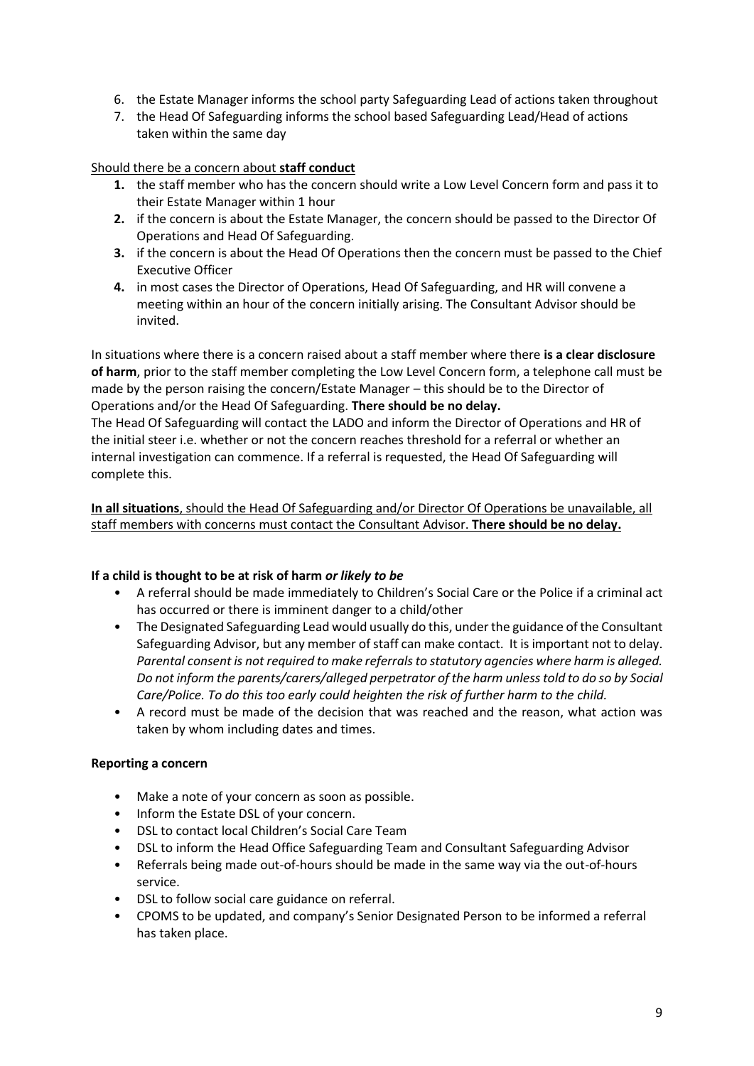6. the Estate Manager informs the school party Safeguarding Lead of actions taken throughout
7. the Head Of Safeguarding informs the school based Safeguarding Lead/Head of actions taken within the same day

<u>Should there be a concern about **staff conduct**</u>

1. the staff member who has the concern should write a Low Level Concern form and pass it to their Estate Manager within 1 hour
2. if the concern is about the Estate Manager, the concern should be passed to the Director Of Operations and Head Of Safeguarding.
3. if the concern is about the Head Of Operations then the concern must be passed to the Chief Executive Officer
4. in most cases the Director of Operations, Head Of Safeguarding, and HR will convene a meeting within an hour of the concern initially arising. The Consultant Advisor should be invited.

In situations where there is a concern raised about a staff member where there **is a clear disclosure of harm**, prior to the staff member completing the Low Level Concern form, a telephone call must be made by the person raising the concern/Estate Manager – this should be to the Director of Operations and/or the Head Of Safeguarding. **There should be no delay.**
The Head Of Safeguarding will contact the LADO and inform the Director of Operations and HR of the initial steer i.e. whether or not the concern reaches threshold for a referral or whether an internal investigation can commence. If a referral is requested, the Head Of Safeguarding will complete this.

<u>**In all situations**, should the Head Of Safeguarding and/or Director Of Operations be unavailable, all staff members with concerns must contact the Consultant Advisor. **There should be no delay.**</u>

**If a child is thought to be at risk of harm *or likely to be***

- A referral should be made immediately to Children's Social Care or the Police if a criminal act has occurred or there is imminent danger to a child/other
- The Designated Safeguarding Lead would usually do this, under the guidance of the Consultant Safeguarding Advisor, but any member of staff can make contact. It is important not to delay. *Parental consent is not required to make referrals to statutory agencies where harm is alleged. Do not inform the parents/carers/alleged perpetrator of the harm unless told to do so by Social Care/Police. To do this too early could heighten the risk of further harm to the child.*
- A record must be made of the decision that was reached and the reason, what action was taken by whom including dates and times.

**Reporting a concern**

- Make a note of your concern as soon as possible.
- Inform the Estate DSL of your concern.
- DSL to contact local Children's Social Care Team
- DSL to inform the Head Office Safeguarding Team and Consultant Safeguarding Advisor
- Referrals being made out-of-hours should be made in the same way via the out-of-hours service.
- DSL to follow social care guidance on referral.
- CPOMS to be updated, and company's Senior Designated Person to be informed a referral has taken place.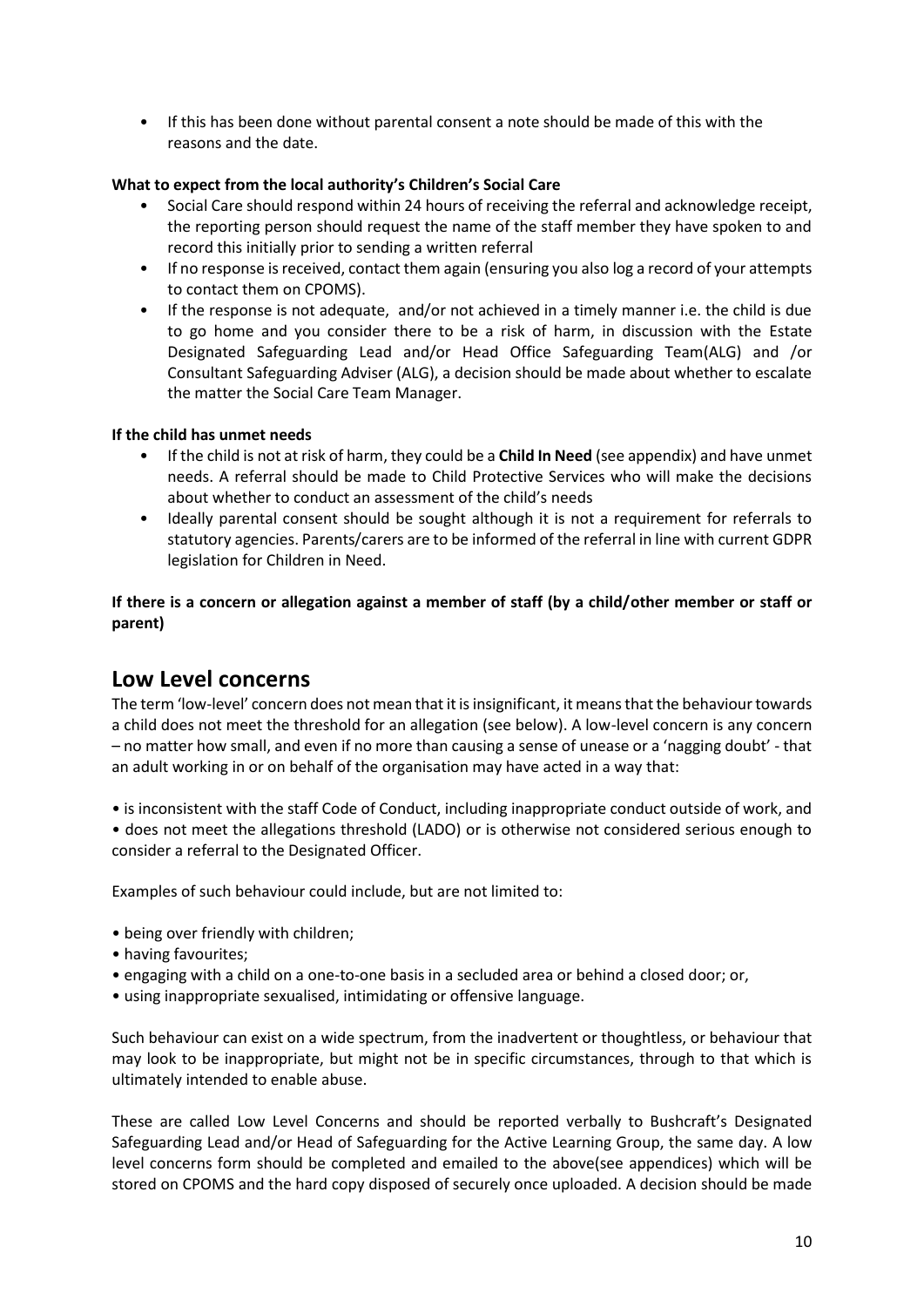- If this has been done without parental consent a note should be made of this with the reasons and the date.

**What to expect from the local authority's Children's Social Care**

- Social Care should respond within 24 hours of receiving the referral and acknowledge receipt, the reporting person should request the name of the staff member they have spoken to and record this initially prior to sending a written referral
- If no response is received, contact them again (ensuring you also log a record of your attempts to contact them on CPOMS).
- If the response is not adequate, and/or not achieved in a timely manner i.e. the child is due to go home and you consider there to be a risk of harm, in discussion with the Estate Designated Safeguarding Lead and/or Head Office Safeguarding Team(ALG) and /or Consultant Safeguarding Adviser (ALG), a decision should be made about whether to escalate the matter the Social Care Team Manager.

**If the child has unmet needs**

- If the child is not at risk of harm, they could be a **Child In Need** (see appendix) and have unmet needs. A referral should be made to Child Protective Services who will make the decisions about whether to conduct an assessment of the child's needs
- Ideally parental consent should be sought although it is not a requirement for referrals to statutory agencies. Parents/carers are to be informed of the referral in line with current GDPR legislation for Children in Need.

**If there is a concern or allegation against a member of staff (by a child/other member or staff or parent)**

## Low Level concerns

The term 'low-level' concern does not mean that it is insignificant, it means that the behaviour towards a child does not meet the threshold for an allegation (see below). A low-level concern is any concern – no matter how small, and even if no more than causing a sense of unease or a 'nagging doubt' - that an adult working in or on behalf of the organisation may have acted in a way that:

- is inconsistent with the staff Code of Conduct, including inappropriate conduct outside of work, and
- does not meet the allegations threshold (LADO) or is otherwise not considered serious enough to consider a referral to the Designated Officer.

Examples of such behaviour could include, but are not limited to:

- being over friendly with children;
- having favourites;
- engaging with a child on a one-to-one basis in a secluded area or behind a closed door; or,
- using inappropriate sexualised, intimidating or offensive language.

Such behaviour can exist on a wide spectrum, from the inadvertent or thoughtless, or behaviour that may look to be inappropriate, but might not be in specific circumstances, through to that which is ultimately intended to enable abuse.

These are called Low Level Concerns and should be reported verbally to Bushcraft's Designated Safeguarding Lead and/or Head of Safeguarding for the Active Learning Group, the same day. A low level concerns form should be completed and emailed to the above(see appendices) which will be stored on CPOMS and the hard copy disposed of securely once uploaded. A decision should be made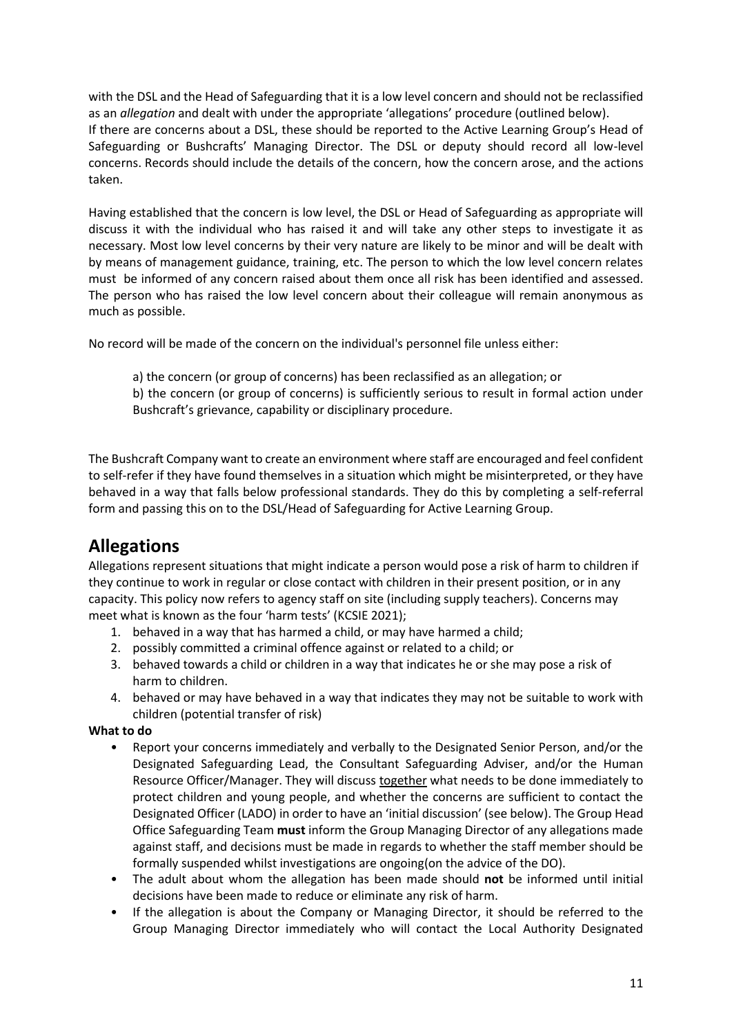with the DSL and the Head of Safeguarding that it is a low level concern and should not be reclassified as an *allegation* and dealt with under the appropriate 'allegations' procedure (outlined below).
If there are concerns about a DSL, these should be reported to the Active Learning Group's Head of Safeguarding or Bushcrafts' Managing Director. The DSL or deputy should record all low-level concerns. Records should include the details of the concern, how the concern arose, and the actions taken.

Having established that the concern is low level, the DSL or Head of Safeguarding as appropriate will discuss it with the individual who has raised it and will take any other steps to investigate it as necessary. Most low level concerns by their very nature are likely to be minor and will be dealt with by means of management guidance, training, etc. The person to which the low level concern relates must be informed of any concern raised about them once all risk has been identified and assessed. The person who has raised the low level concern about their colleague will remain anonymous as much as possible.

No record will be made of the concern on the individual's personnel file unless either:

a) the concern (or group of concerns) has been reclassified as an allegation; or

b) the concern (or group of concerns) is sufficiently serious to result in formal action under Bushcraft's grievance, capability or disciplinary procedure.

The Bushcraft Company want to create an environment where staff are encouraged and feel confident to self-refer if they have found themselves in a situation which might be misinterpreted, or they have behaved in a way that falls below professional standards. They do this by completing a self-referral form and passing this on to the DSL/Head of Safeguarding for Active Learning Group.

## Allegations

Allegations represent situations that might indicate a person would pose a risk of harm to children if they continue to work in regular or close contact with children in their present position, or in any capacity. This policy now refers to agency staff on site (including supply teachers). Concerns may meet what is known as the four 'harm tests' (KCSIE 2021);

1. behaved in a way that has harmed a child, or may have harmed a child;
2. possibly committed a criminal offence against or related to a child; or
3. behaved towards a child or children in a way that indicates he or she may pose a risk of harm to children.
4. behaved or may have behaved in a way that indicates they may not be suitable to work with children (potential transfer of risk)

**What to do**

- Report your concerns immediately and verbally to the Designated Senior Person, and/or the Designated Safeguarding Lead, the Consultant Safeguarding Adviser, and/or the Human Resource Officer/Manager. They will discuss together what needs to be done immediately to protect children and young people, and whether the concerns are sufficient to contact the Designated Officer (LADO) in order to have an 'initial discussion' (see below). The Group Head Office Safeguarding Team **must** inform the Group Managing Director of any allegations made against staff, and decisions must be made in regards to whether the staff member should be formally suspended whilst investigations are ongoing(on the advice of the DO).
- The adult about whom the allegation has been made should **not** be informed until initial decisions have been made to reduce or eliminate any risk of harm.
- If the allegation is about the Company or Managing Director, it should be referred to the Group Managing Director immediately who will contact the Local Authority Designated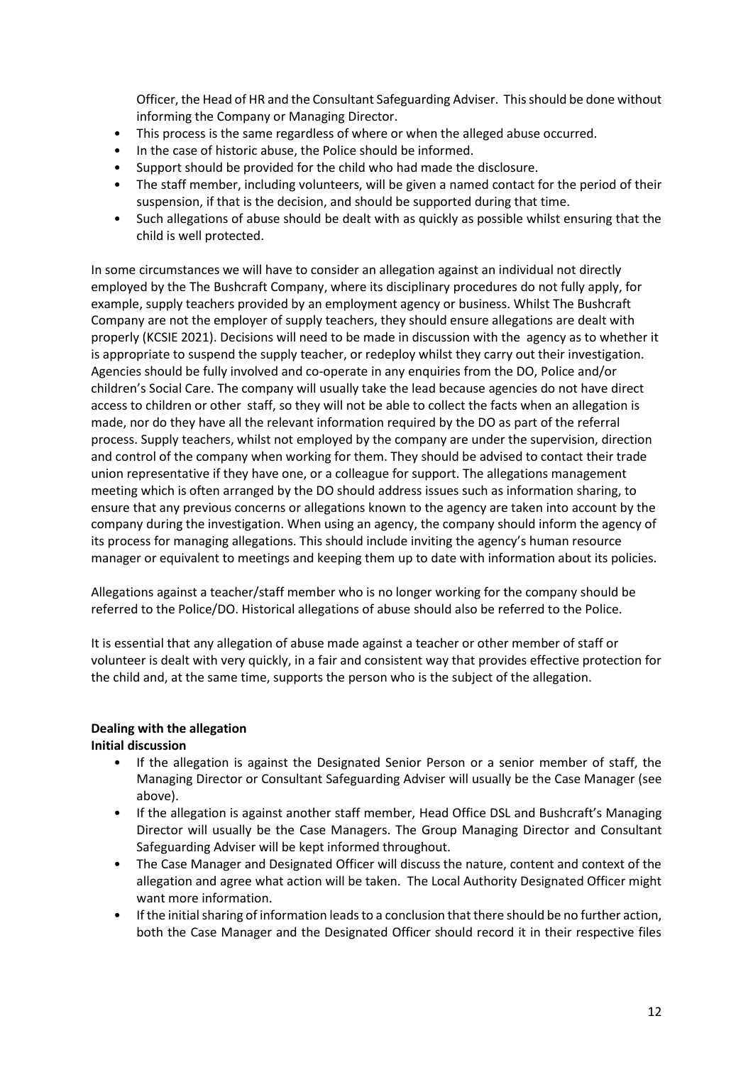Officer, the Head of HR and the Consultant Safeguarding Adviser. This should be done without informing the Company or Managing Director.

- This process is the same regardless of where or when the alleged abuse occurred.
- In the case of historic abuse, the Police should be informed.
- Support should be provided for the child who had made the disclosure.
- The staff member, including volunteers, will be given a named contact for the period of their suspension, if that is the decision, and should be supported during that time.
- Such allegations of abuse should be dealt with as quickly as possible whilst ensuring that the child is well protected.

In some circumstances we will have to consider an allegation against an individual not directly employed by the The Bushcraft Company, where its disciplinary procedures do not fully apply, for example, supply teachers provided by an employment agency or business. Whilst The Bushcraft Company are not the employer of supply teachers, they should ensure allegations are dealt with properly (KCSIE 2021). Decisions will need to be made in discussion with the agency as to whether it is appropriate to suspend the supply teacher, or redeploy whilst they carry out their investigation. Agencies should be fully involved and co-operate in any enquiries from the DO, Police and/or children's Social Care. The company will usually take the lead because agencies do not have direct access to children or other staff, so they will not be able to collect the facts when an allegation is made, nor do they have all the relevant information required by the DO as part of the referral process. Supply teachers, whilst not employed by the company are under the supervision, direction and control of the company when working for them. They should be advised to contact their trade union representative if they have one, or a colleague for support. The allegations management meeting which is often arranged by the DO should address issues such as information sharing, to ensure that any previous concerns or allegations known to the agency are taken into account by the company during the investigation. When using an agency, the company should inform the agency of its process for managing allegations. This should include inviting the agency's human resource manager or equivalent to meetings and keeping them up to date with information about its policies.

Allegations against a teacher/staff member who is no longer working for the company should be referred to the Police/DO. Historical allegations of abuse should also be referred to the Police.

It is essential that any allegation of abuse made against a teacher or other member of staff or volunteer is dealt with very quickly, in a fair and consistent way that provides effective protection for the child and, at the same time, supports the person who is the subject of the allegation.

**Dealing with the allegation**

**Initial discussion**

- If the allegation is against the Designated Senior Person or a senior member of staff, the Managing Director or Consultant Safeguarding Adviser will usually be the Case Manager (see above).
- If the allegation is against another staff member, Head Office DSL and Bushcraft's Managing Director will usually be the Case Managers. The Group Managing Director and Consultant Safeguarding Adviser will be kept informed throughout.
- The Case Manager and Designated Officer will discuss the nature, content and context of the allegation and agree what action will be taken. The Local Authority Designated Officer might want more information.
- If the initial sharing of information leads to a conclusion that there should be no further action, both the Case Manager and the Designated Officer should record it in their respective files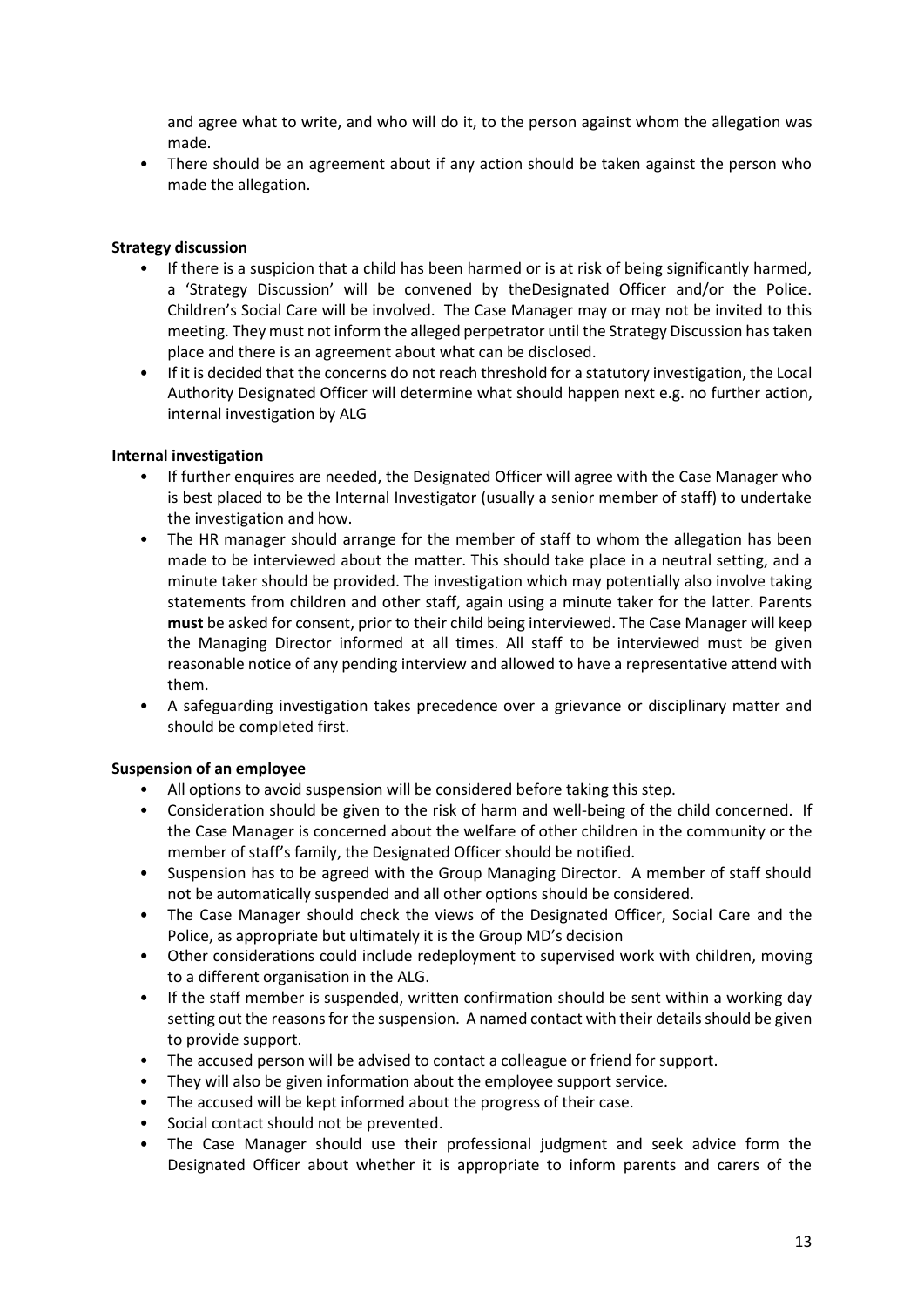and agree what to write, and who will do it, to the person against whom the allegation was made.

- There should be an agreement about if any action should be taken against the person who made the allegation.

**Strategy discussion**

- If there is a suspicion that a child has been harmed or is at risk of being significantly harmed, a 'Strategy Discussion' will be convened by theDesignated Officer and/or the Police. Children's Social Care will be involved. The Case Manager may or may not be invited to this meeting. They must not inform the alleged perpetrator until the Strategy Discussion has taken place and there is an agreement about what can be disclosed.
- If it is decided that the concerns do not reach threshold for a statutory investigation, the Local Authority Designated Officer will determine what should happen next e.g. no further action, internal investigation by ALG

**Internal investigation**

- If further enquires are needed, the Designated Officer will agree with the Case Manager who is best placed to be the Internal Investigator (usually a senior member of staff) to undertake the investigation and how.
- The HR manager should arrange for the member of staff to whom the allegation has been made to be interviewed about the matter. This should take place in a neutral setting, and a minute taker should be provided. The investigation which may potentially also involve taking statements from children and other staff, again using a minute taker for the latter. Parents **must** be asked for consent, prior to their child being interviewed. The Case Manager will keep the Managing Director informed at all times. All staff to be interviewed must be given reasonable notice of any pending interview and allowed to have a representative attend with them.
- A safeguarding investigation takes precedence over a grievance or disciplinary matter and should be completed first.

**Suspension of an employee**

- All options to avoid suspension will be considered before taking this step.
- Consideration should be given to the risk of harm and well-being of the child concerned. If the Case Manager is concerned about the welfare of other children in the community or the member of staff's family, the Designated Officer should be notified.
- Suspension has to be agreed with the Group Managing Director. A member of staff should not be automatically suspended and all other options should be considered.
- The Case Manager should check the views of the Designated Officer, Social Care and the Police, as appropriate but ultimately it is the Group MD's decision
- Other considerations could include redeployment to supervised work with children, moving to a different organisation in the ALG.
- If the staff member is suspended, written confirmation should be sent within a working day setting out the reasons for the suspension. A named contact with their details should be given to provide support.
- The accused person will be advised to contact a colleague or friend for support.
- They will also be given information about the employee support service.
- The accused will be kept informed about the progress of their case.
- Social contact should not be prevented.
- The Case Manager should use their professional judgment and seek advice form the Designated Officer about whether it is appropriate to inform parents and carers of the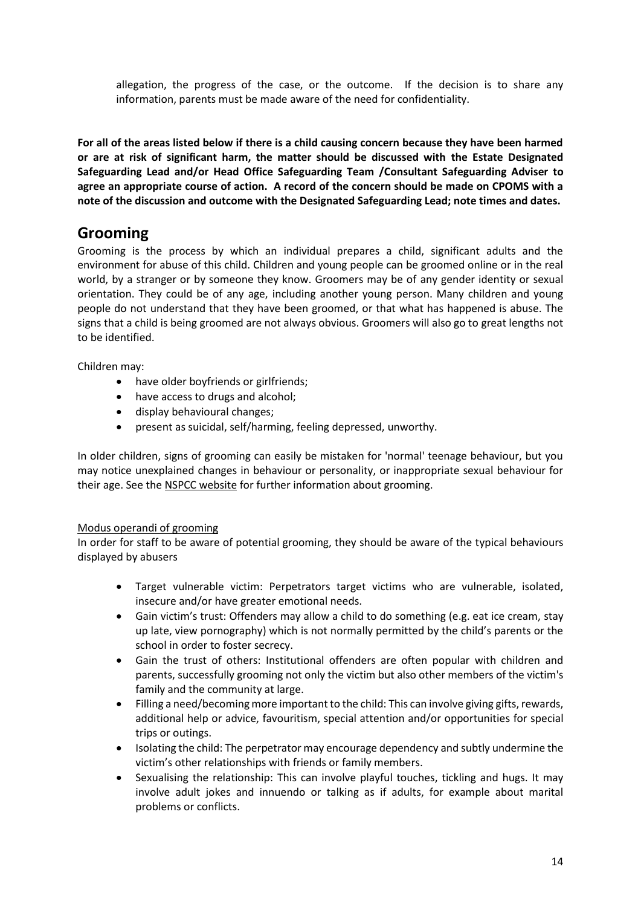allegation, the progress of the case, or the outcome. If the decision is to share any information, parents must be made aware of the need for confidentiality.

**For all of the areas listed below if there is a child causing concern because they have been harmed or are at risk of significant harm, the matter should be discussed with the Estate Designated Safeguarding Lead and/or Head Office Safeguarding Team /Consultant Safeguarding Adviser to agree an appropriate course of action. A record of the concern should be made on CPOMS with a note of the discussion and outcome with the Designated Safeguarding Lead; note times and dates.**

# Grooming

Grooming is the process by which an individual prepares a child, significant adults and the environment for abuse of this child. Children and young people can be groomed online or in the real world, by a stranger or by someone they know. Groomers may be of any gender identity or sexual orientation. They could be of any age, including another young person. Many children and young people do not understand that they have been groomed, or that what has happened is abuse. The signs that a child is being groomed are not always obvious. Groomers will also go to great lengths not to be identified.

Children may:

- have older boyfriends or girlfriends;
- have access to drugs and alcohol;
- display behavioural changes;
- present as suicidal, self/harming, feeling depressed, unworthy.

In older children, signs of grooming can easily be mistaken for 'normal' teenage behaviour, but you may notice unexplained changes in behaviour or personality, or inappropriate sexual behaviour for their age. See the NSPCC website for further information about grooming.

Modus operandi of grooming

In order for staff to be aware of potential grooming, they should be aware of the typical behaviours displayed by abusers

- Target vulnerable victim: Perpetrators target victims who are vulnerable, isolated, insecure and/or have greater emotional needs.
- Gain victim's trust: Offenders may allow a child to do something (e.g. eat ice cream, stay up late, view pornography) which is not normally permitted by the child's parents or the school in order to foster secrecy.
- Gain the trust of others: Institutional offenders are often popular with children and parents, successfully grooming not only the victim but also other members of the victim's family and the community at large.
- Filling a need/becoming more important to the child: This can involve giving gifts, rewards, additional help or advice, favouritism, special attention and/or opportunities for special trips or outings.
- Isolating the child: The perpetrator may encourage dependency and subtly undermine the victim's other relationships with friends or family members.
- Sexualising the relationship: This can involve playful touches, tickling and hugs. It may involve adult jokes and innuendo or talking as if adults, for example about marital problems or conflicts.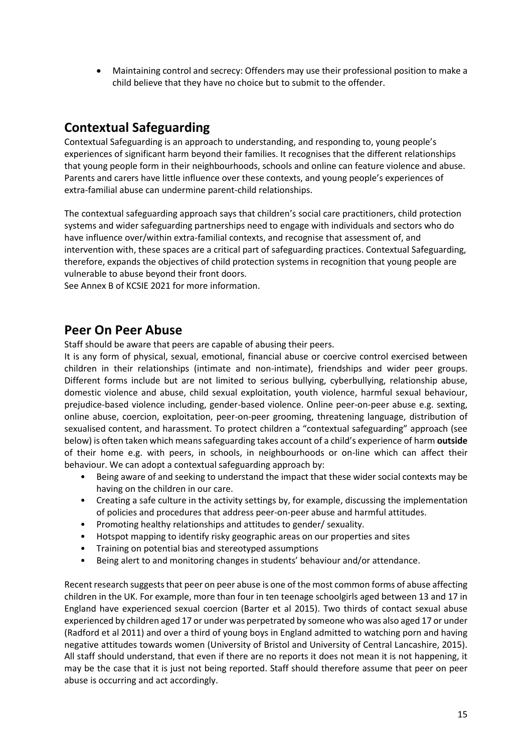- Maintaining control and secrecy: Offenders may use their professional position to make a child believe that they have no choice but to submit to the offender.

## Contextual Safeguarding

Contextual Safeguarding is an approach to understanding, and responding to, young people's experiences of significant harm beyond their families. It recognises that the different relationships that young people form in their neighbourhoods, schools and online can feature violence and abuse. Parents and carers have little influence over these contexts, and young people's experiences of extra-familial abuse can undermine parent-child relationships.

The contextual safeguarding approach says that children's social care practitioners, child protection systems and wider safeguarding partnerships need to engage with individuals and sectors who do have influence over/within extra-familial contexts, and recognise that assessment of, and intervention with, these spaces are a critical part of safeguarding practices. Contextual Safeguarding, therefore, expands the objectives of child protection systems in recognition that young people are vulnerable to abuse beyond their front doors.
See Annex B of KCSIE 2021 for more information.

## Peer On Peer Abuse

Staff should be aware that peers are capable of abusing their peers.
It is any form of physical, sexual, emotional, financial abuse or coercive control exercised between children in their relationships (intimate and non-intimate), friendships and wider peer groups. Different forms include but are not limited to serious bullying, cyberbullying, relationship abuse, domestic violence and abuse, child sexual exploitation, youth violence, harmful sexual behaviour, prejudice-based violence including, gender-based violence. Online peer-on-peer abuse e.g. sexting, online abuse, coercion, exploitation, peer-on-peer grooming, threatening language, distribution of sexualised content, and harassment. To protect children a "contextual safeguarding" approach (see below) is often taken which means safeguarding takes account of a child's experience of harm **outside** of their home e.g. with peers, in schools, in neighbourhoods or on-line which can affect their behaviour. We can adopt a contextual safeguarding approach by:

- Being aware of and seeking to understand the impact that these wider social contexts may be having on the children in our care.
- Creating a safe culture in the activity settings by, for example, discussing the implementation of policies and procedures that address peer-on-peer abuse and harmful attitudes.
- Promoting healthy relationships and attitudes to gender/ sexuality.
- Hotspot mapping to identify risky geographic areas on our properties and sites
- Training on potential bias and stereotyped assumptions
- Being alert to and monitoring changes in students' behaviour and/or attendance.

Recent research suggests that peer on peer abuse is one of the most common forms of abuse affecting children in the UK. For example, more than four in ten teenage schoolgirls aged between 13 and 17 in England have experienced sexual coercion (Barter et al 2015). Two thirds of contact sexual abuse experienced by children aged 17 or under was perpetrated by someone who was also aged 17 or under (Radford et al 2011) and over a third of young boys in England admitted to watching porn and having negative attitudes towards women (University of Bristol and University of Central Lancashire, 2015). All staff should understand, that even if there are no reports it does not mean it is not happening, it may be the case that it is just not being reported. Staff should therefore assume that peer on peer abuse is occurring and act accordingly.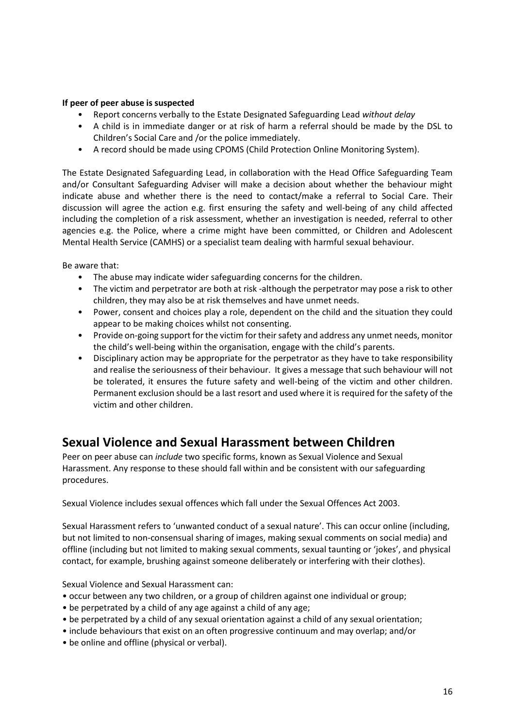**If peer of peer abuse is suspected**

- Report concerns verbally to the Estate Designated Safeguarding Lead *without delay*
- A child is in immediate danger or at risk of harm a referral should be made by the DSL to Children's Social Care and /or the police immediately.
- A record should be made using CPOMS (Child Protection Online Monitoring System).

The Estate Designated Safeguarding Lead, in collaboration with the Head Office Safeguarding Team and/or Consultant Safeguarding Adviser will make a decision about whether the behaviour might indicate abuse and whether there is the need to contact/make a referral to Social Care. Their discussion will agree the action e.g. first ensuring the safety and well-being of any child affected including the completion of a risk assessment, whether an investigation is needed, referral to other agencies e.g. the Police, where a crime might have been committed, or Children and Adolescent Mental Health Service (CAMHS) or a specialist team dealing with harmful sexual behaviour.

Be aware that:

- The abuse may indicate wider safeguarding concerns for the children.
- The victim and perpetrator are both at risk -although the perpetrator may pose a risk to other children, they may also be at risk themselves and have unmet needs.
- Power, consent and choices play a role, dependent on the child and the situation they could appear to be making choices whilst not consenting.
- Provide on-going support for the victim for their safety and address any unmet needs, monitor the child's well-being within the organisation, engage with the child's parents.
- Disciplinary action may be appropriate for the perpetrator as they have to take responsibility and realise the seriousness of their behaviour. It gives a message that such behaviour will not be tolerated, it ensures the future safety and well-being of the victim and other children. Permanent exclusion should be a last resort and used where it is required for the safety of the victim and other children.

## Sexual Violence and Sexual Harassment between Children

Peer on peer abuse can *include* two specific forms, known as Sexual Violence and Sexual Harassment. Any response to these should fall within and be consistent with our safeguarding procedures.

Sexual Violence includes sexual offences which fall under the Sexual Offences Act 2003.

Sexual Harassment refers to 'unwanted conduct of a sexual nature'. This can occur online (including, but not limited to non-consensual sharing of images, making sexual comments on social media) and offline (including but not limited to making sexual comments, sexual taunting or 'jokes', and physical contact, for example, brushing against someone deliberately or interfering with their clothes).

Sexual Violence and Sexual Harassment can:

- occur between any two children, or a group of children against one individual or group;
- be perpetrated by a child of any age against a child of any age;
- be perpetrated by a child of any sexual orientation against a child of any sexual orientation;
- include behaviours that exist on an often progressive continuum and may overlap; and/or
- be online and offline (physical or verbal).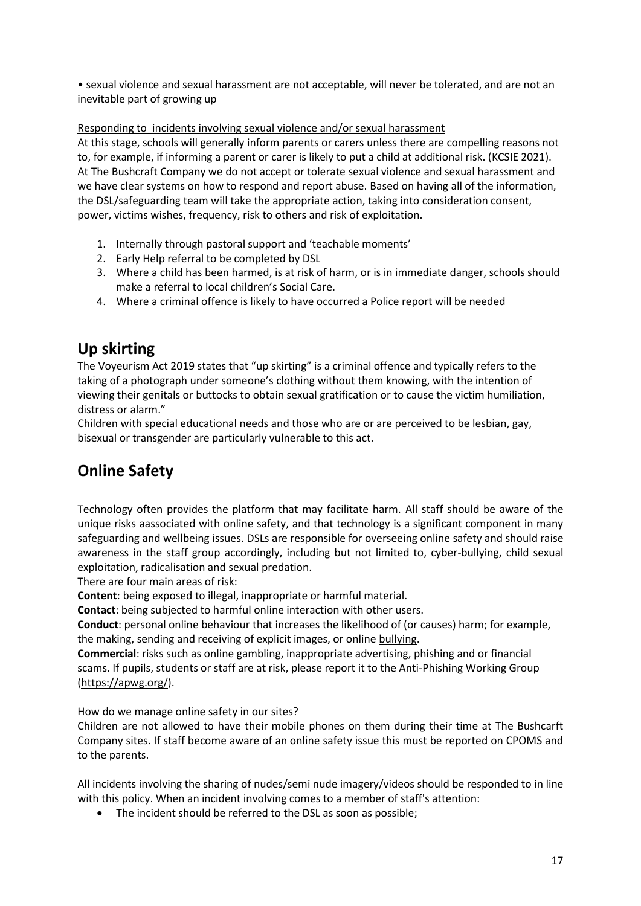• sexual violence and sexual harassment are not acceptable, will never be tolerated, and are not an inevitable part of growing up

Responding to  incidents involving sexual violence and/or sexual harassment

At this stage, schools will generally inform parents or carers unless there are compelling reasons not to, for example, if informing a parent or carer is likely to put a child at additional risk. (KCSIE 2021). At The Bushcraft Company we do not accept or tolerate sexual violence and sexual harassment and we have clear systems on how to respond and report abuse. Based on having all of the information, the DSL/safeguarding team will take the appropriate action, taking into consideration consent, power, victims wishes, frequency, risk to others and risk of exploitation.

1. Internally through pastoral support and 'teachable moments'
2. Early Help referral to be completed by DSL
3. Where a child has been harmed, is at risk of harm, or is in immediate danger, schools should make a referral to local children's Social Care.
4. Where a criminal offence is likely to have occurred a Police report will be needed

## Up skirting

The Voyeurism Act 2019 states that "up skirting" is a criminal offence and typically refers to the taking of a photograph under someone's clothing without them knowing, with the intention of viewing their genitals or buttocks to obtain sexual gratification or to cause the victim humiliation, distress or alarm."

Children with special educational needs and those who are or are perceived to be lesbian, gay, bisexual or transgender are particularly vulnerable to this act.

## Online Safety

Technology often provides the platform that may facilitate harm. All staff should be aware of the unique risks aassociated with online safety, and that technology is a significant component in many safeguarding and wellbeing issues. DSLs are responsible for overseeing online safety and should raise awareness in the staff group accordingly, including but not limited to, cyber-bullying, child sexual exploitation, radicalisation and sexual predation.

There are four main areas of risk:

**Content**: being exposed to illegal, inappropriate or harmful material.

**Contact**: being subjected to harmful online interaction with other users.

**Conduct**: personal online behaviour that increases the likelihood of (or causes) harm; for example, the making, sending and receiving of explicit images, or online bullying.

**Commercial**: risks such as online gambling, inappropriate advertising, phishing and or financial scams. If pupils, students or staff are at risk, please report it to the Anti-Phishing Working Group (https://apwg.org/).

How do we manage online safety in our sites?

Children are not allowed to have their mobile phones on them during their time at The Bushcarft Company sites. If staff become aware of an online safety issue this must be reported on CPOMS and to the parents.

All incidents involving the sharing of nudes/semi nude imagery/videos should be responded to in line with this policy. When an incident involving comes to a member of staff's attention:

- The incident should be referred to the DSL as soon as possible;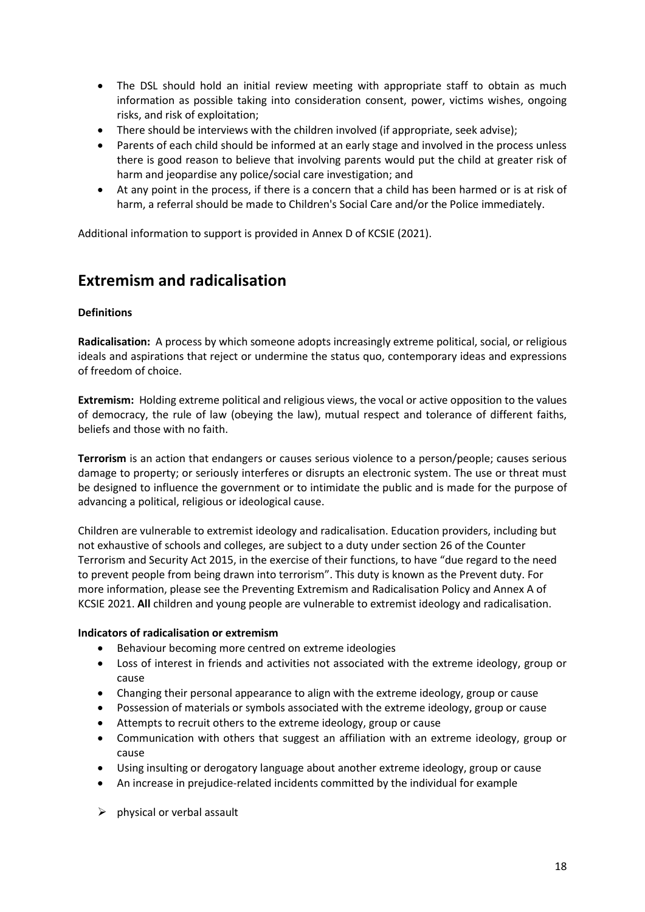- The DSL should hold an initial review meeting with appropriate staff to obtain as much information as possible taking into consideration consent, power, victims wishes, ongoing risks, and risk of exploitation;
- There should be interviews with the children involved (if appropriate, seek advise);
- Parents of each child should be informed at an early stage and involved in the process unless there is good reason to believe that involving parents would put the child at greater risk of harm and jeopardise any police/social care investigation; and
- At any point in the process, if there is a concern that a child has been harmed or is at risk of harm, a referral should be made to Children's Social Care and/or the Police immediately.

Additional information to support is provided in Annex D of KCSIE (2021).

## Extremism and radicalisation

**Definitions**

**Radicalisation:** A process by which someone adopts increasingly extreme political, social, or religious ideals and aspirations that reject or undermine the status quo, contemporary ideas and expressions of freedom of choice.

**Extremism:** Holding extreme political and religious views, the vocal or active opposition to the values of democracy, the rule of law (obeying the law), mutual respect and tolerance of different faiths, beliefs and those with no faith.

**Terrorism** is an action that endangers or causes serious violence to a person/people; causes serious damage to property; or seriously interferes or disrupts an electronic system. The use or threat must be designed to influence the government or to intimidate the public and is made for the purpose of advancing a political, religious or ideological cause.

Children are vulnerable to extremist ideology and radicalisation. Education providers, including but not exhaustive of schools and colleges, are subject to a duty under section 26 of the Counter Terrorism and Security Act 2015, in the exercise of their functions, to have "due regard to the need to prevent people from being drawn into terrorism". This duty is known as the Prevent duty. For more information, please see the Preventing Extremism and Radicalisation Policy and Annex A of KCSIE 2021. **All** children and young people are vulnerable to extremist ideology and radicalisation.

**Indicators of radicalisation or extremism**

- Behaviour becoming more centred on extreme ideologies
- Loss of interest in friends and activities not associated with the extreme ideology, group or cause
- Changing their personal appearance to align with the extreme ideology, group or cause
- Possession of materials or symbols associated with the extreme ideology, group or cause
- Attempts to recruit others to the extreme ideology, group or cause
- Communication with others that suggest an affiliation with an extreme ideology, group or cause
- Using insulting or derogatory language about another extreme ideology, group or cause
- An increase in prejudice-related incidents committed by the individual for example

  - physical or verbal assault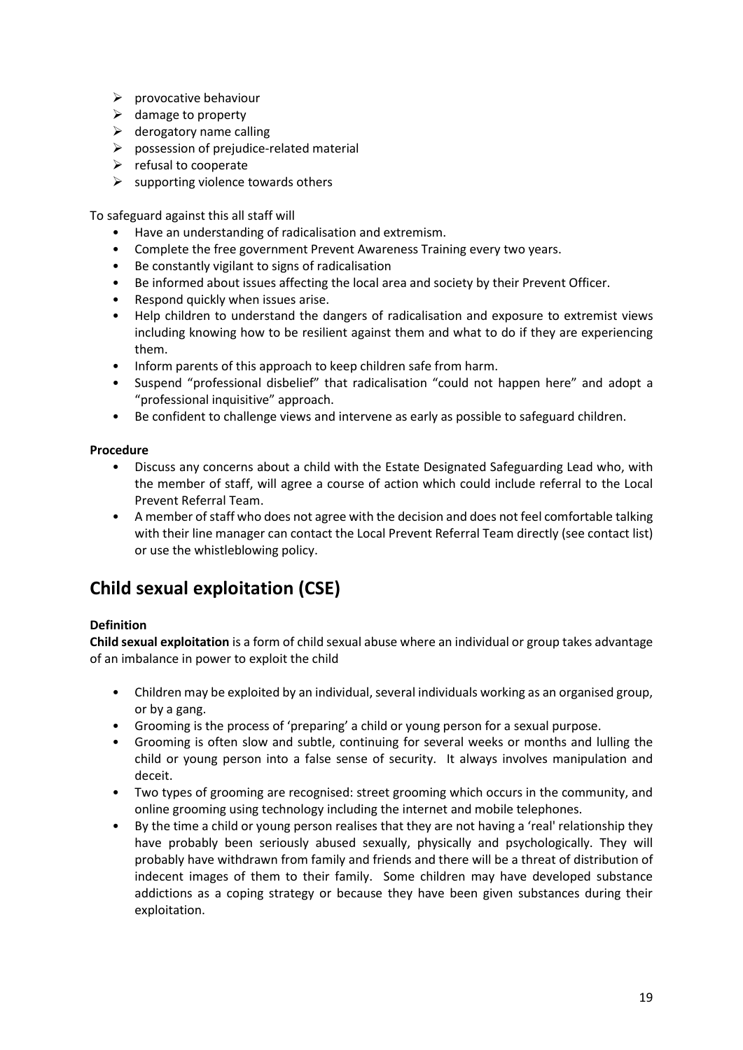- provocative behaviour
- damage to property
- derogatory name calling
- possession of prejudice-related material
- refusal to cooperate
- supporting violence towards others

To safeguard against this all staff will

- Have an understanding of radicalisation and extremism.
- Complete the free government Prevent Awareness Training every two years.
- Be constantly vigilant to signs of radicalisation
- Be informed about issues affecting the local area and society by their Prevent Officer.
- Respond quickly when issues arise.
- Help children to understand the dangers of radicalisation and exposure to extremist views including knowing how to be resilient against them and what to do if they are experiencing them.
- Inform parents of this approach to keep children safe from harm.
- Suspend "professional disbelief" that radicalisation "could not happen here" and adopt a "professional inquisitive" approach.
- Be confident to challenge views and intervene as early as possible to safeguard children.

**Procedure**

- Discuss any concerns about a child with the Estate Designated Safeguarding Lead who, with the member of staff, will agree a course of action which could include referral to the Local Prevent Referral Team.
- A member of staff who does not agree with the decision and does not feel comfortable talking with their line manager can contact the Local Prevent Referral Team directly (see contact list) or use the whistleblowing policy.

## Child sexual exploitation (CSE)

**Definition**

**Child sexual exploitation** is a form of child sexual abuse where an individual or group takes advantage of an imbalance in power to exploit the child

- Children may be exploited by an individual, several individuals working as an organised group, or by a gang.
- Grooming is the process of 'preparing' a child or young person for a sexual purpose.
- Grooming is often slow and subtle, continuing for several weeks or months and lulling the child or young person into a false sense of security. It always involves manipulation and deceit.
- Two types of grooming are recognised: street grooming which occurs in the community, and online grooming using technology including the internet and mobile telephones.
- By the time a child or young person realises that they are not having a 'real' relationship they have probably been seriously abused sexually, physically and psychologically. They will probably have withdrawn from family and friends and there will be a threat of distribution of indecent images of them to their family. Some children may have developed substance addictions as a coping strategy or because they have been given substances during their exploitation.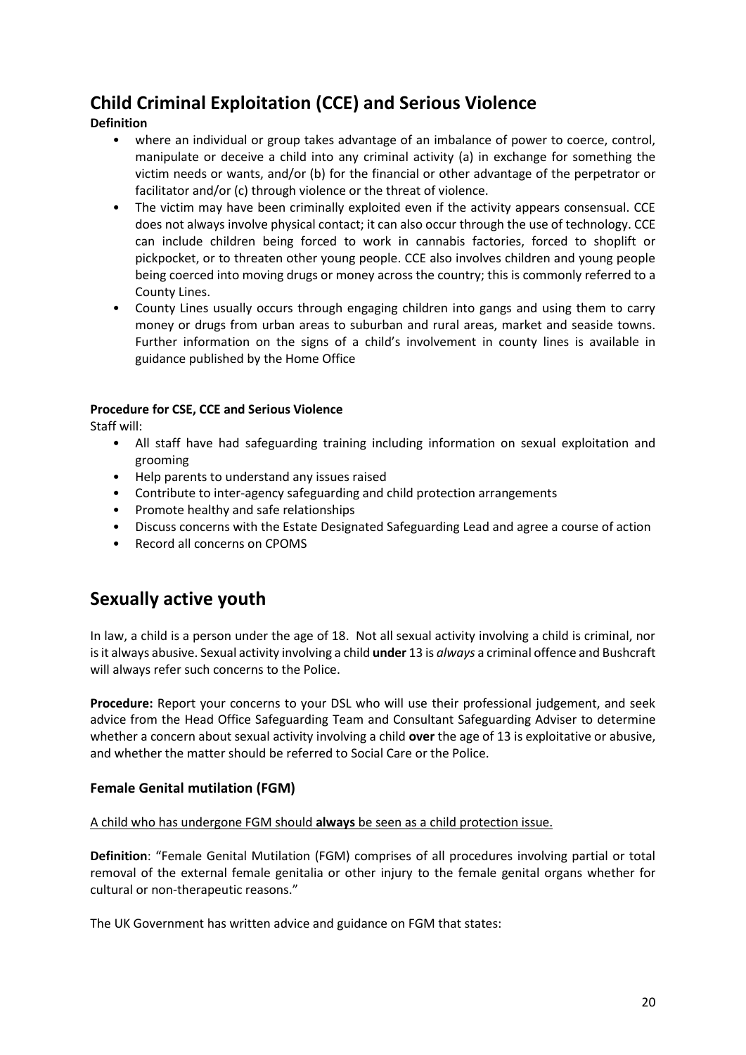## Child Criminal Exploitation (CCE) and Serious Violence

**Definition**

- where an individual or group takes advantage of an imbalance of power to coerce, control, manipulate or deceive a child into any criminal activity (a) in exchange for something the victim needs or wants, and/or (b) for the financial or other advantage of the perpetrator or facilitator and/or (c) through violence or the threat of violence.
- The victim may have been criminally exploited even if the activity appears consensual. CCE does not always involve physical contact; it can also occur through the use of technology. CCE can include children being forced to work in cannabis factories, forced to shoplift or pickpocket, or to threaten other young people. CCE also involves children and young people being coerced into moving drugs or money across the country; this is commonly referred to a County Lines.
- County Lines usually occurs through engaging children into gangs and using them to carry money or drugs from urban areas to suburban and rural areas, market and seaside towns. Further information on the signs of a child's involvement in county lines is available in guidance published by the Home Office

**Procedure for CSE, CCE and Serious Violence**

Staff will:

- All staff have had safeguarding training including information on sexual exploitation and grooming
- Help parents to understand any issues raised
- Contribute to inter-agency safeguarding and child protection arrangements
- Promote healthy and safe relationships
- Discuss concerns with the Estate Designated Safeguarding Lead and agree a course of action
- Record all concerns on CPOMS

## Sexually active youth

In law, a child is a person under the age of 18. Not all sexual activity involving a child is criminal, nor is it always abusive. Sexual activity involving a child **under** 13 is *always* a criminal offence and Bushcraft will always refer such concerns to the Police.

**Procedure:** Report your concerns to your DSL who will use their professional judgement, and seek advice from the Head Office Safeguarding Team and Consultant Safeguarding Adviser to determine whether a concern about sexual activity involving a child **over** the age of 13 is exploitative or abusive, and whether the matter should be referred to Social Care or the Police.

### Female Genital mutilation (FGM)

<u>A child who has undergone FGM should **always** be seen as a child protection issue.</u>

**Definition**: "Female Genital Mutilation (FGM) comprises of all procedures involving partial or total removal of the external female genitalia or other injury to the female genital organs whether for cultural or non-therapeutic reasons."

The UK Government has written advice and guidance on FGM that states: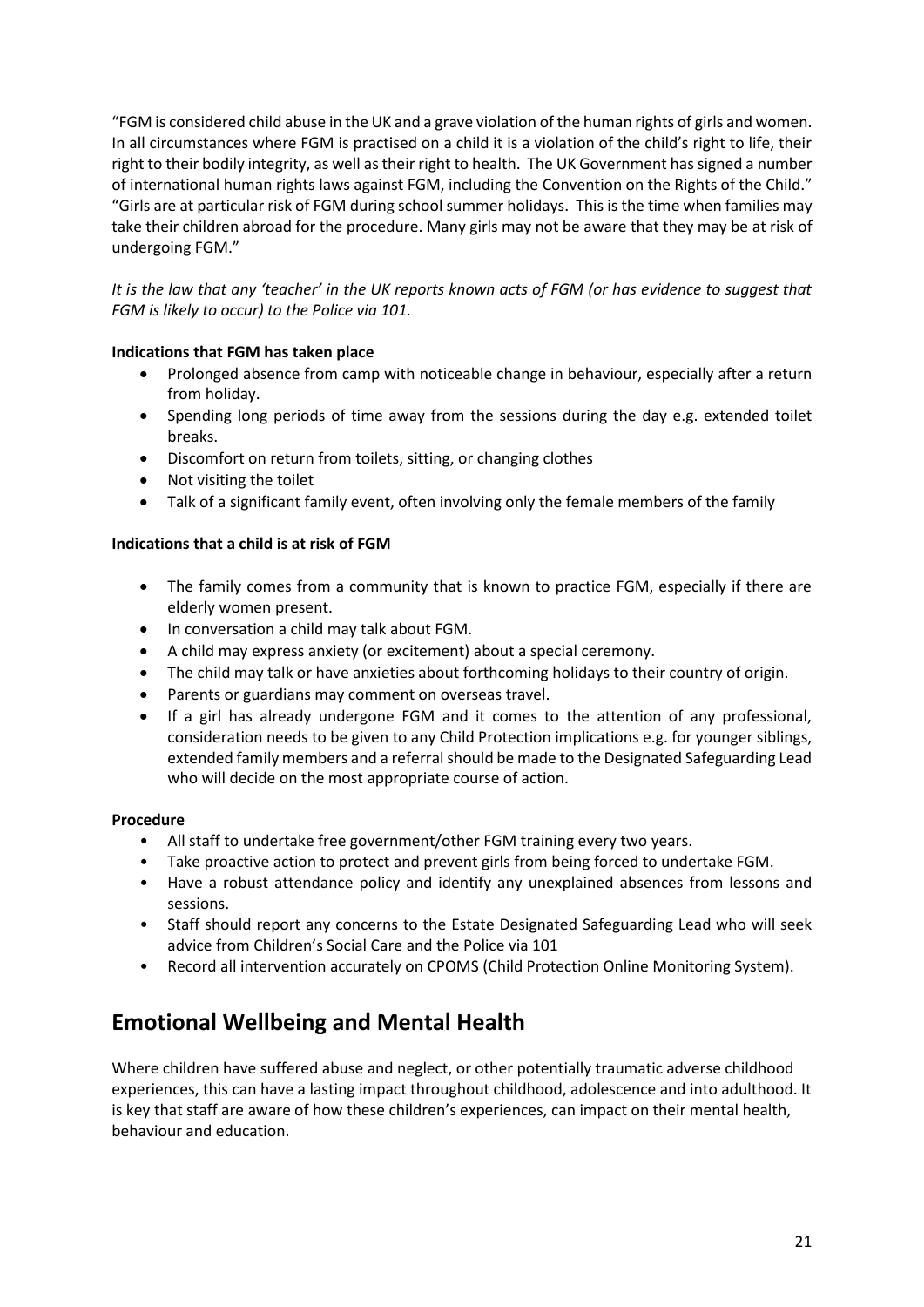"FGM is considered child abuse in the UK and a grave violation of the human rights of girls and women. In all circumstances where FGM is practised on a child it is a violation of the child's right to life, their right to their bodily integrity, as well as their right to health. The UK Government has signed a number of international human rights laws against FGM, including the Convention on the Rights of the Child." "Girls are at particular risk of FGM during school summer holidays. This is the time when families may take their children abroad for the procedure. Many girls may not be aware that they may be at risk of undergoing FGM."

*It is the law that any 'teacher' in the UK reports known acts of FGM (or has evidence to suggest that FGM is likely to occur) to the Police via 101.*

**Indications that FGM has taken place**

- Prolonged absence from camp with noticeable change in behaviour, especially after a return from holiday.
- Spending long periods of time away from the sessions during the day e.g. extended toilet breaks.
- Discomfort on return from toilets, sitting, or changing clothes
- Not visiting the toilet
- Talk of a significant family event, often involving only the female members of the family

**Indications that a child is at risk of FGM**

- The family comes from a community that is known to practice FGM, especially if there are elderly women present.
- In conversation a child may talk about FGM.
- A child may express anxiety (or excitement) about a special ceremony.
- The child may talk or have anxieties about forthcoming holidays to their country of origin.
- Parents or guardians may comment on overseas travel.
- If a girl has already undergone FGM and it comes to the attention of any professional, consideration needs to be given to any Child Protection implications e.g. for younger siblings, extended family members and a referral should be made to the Designated Safeguarding Lead who will decide on the most appropriate course of action.

**Procedure**

- All staff to undertake free government/other FGM training every two years.
- Take proactive action to protect and prevent girls from being forced to undertake FGM.
- Have a robust attendance policy and identify any unexplained absences from lessons and sessions.
- Staff should report any concerns to the Estate Designated Safeguarding Lead who will seek advice from Children's Social Care and the Police via 101
- Record all intervention accurately on CPOMS (Child Protection Online Monitoring System).

## Emotional Wellbeing and Mental Health

Where children have suffered abuse and neglect, or other potentially traumatic adverse childhood experiences, this can have a lasting impact throughout childhood, adolescence and into adulthood. It is key that staff are aware of how these children's experiences, can impact on their mental health, behaviour and education.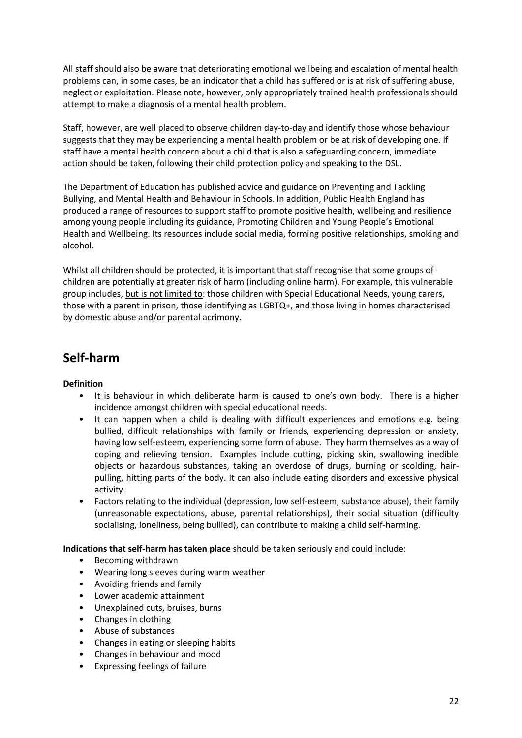All staff should also be aware that deteriorating emotional wellbeing and escalation of mental health problems can, in some cases, be an indicator that a child has suffered or is at risk of suffering abuse, neglect or exploitation. Please note, however, only appropriately trained health professionals should attempt to make a diagnosis of a mental health problem.

Staff, however, are well placed to observe children day-to-day and identify those whose behaviour suggests that they may be experiencing a mental health problem or be at risk of developing one. If staff have a mental health concern about a child that is also a safeguarding concern, immediate action should be taken, following their child protection policy and speaking to the DSL.

The Department of Education has published advice and guidance on Preventing and Tackling Bullying, and Mental Health and Behaviour in Schools. In addition, Public Health England has produced a range of resources to support staff to promote positive health, wellbeing and resilience among young people including its guidance, Promoting Children and Young People's Emotional Health and Wellbeing. Its resources include social media, forming positive relationships, smoking and alcohol.

Whilst all children should be protected, it is important that staff recognise that some groups of children are potentially at greater risk of harm (including online harm). For example, this vulnerable group includes, <u>but is not limited to</u>: those children with Special Educational Needs, young carers, those with a parent in prison, those identifying as LGBTQ+, and those living in homes characterised by domestic abuse and/or parental acrimony.

## Self-harm

**Definition**

- It is behaviour in which deliberate harm is caused to one's own body. There is a higher incidence amongst children with special educational needs.
- It can happen when a child is dealing with difficult experiences and emotions e.g. being bullied, difficult relationships with family or friends, experiencing depression or anxiety, having low self-esteem, experiencing some form of abuse. They harm themselves as a way of coping and relieving tension. Examples include cutting, picking skin, swallowing inedible objects or hazardous substances, taking an overdose of drugs, burning or scolding, hair-pulling, hitting parts of the body. It can also include eating disorders and excessive physical activity.
- Factors relating to the individual (depression, low self-esteem, substance abuse), their family (unreasonable expectations, abuse, parental relationships), their social situation (difficulty socialising, loneliness, being bullied), can contribute to making a child self-harming.

**Indications that self-harm has taken place** should be taken seriously and could include:

- Becoming withdrawn
- Wearing long sleeves during warm weather
- Avoiding friends and family
- Lower academic attainment
- Unexplained cuts, bruises, burns
- Changes in clothing
- Abuse of substances
- Changes in eating or sleeping habits
- Changes in behaviour and mood
- Expressing feelings of failure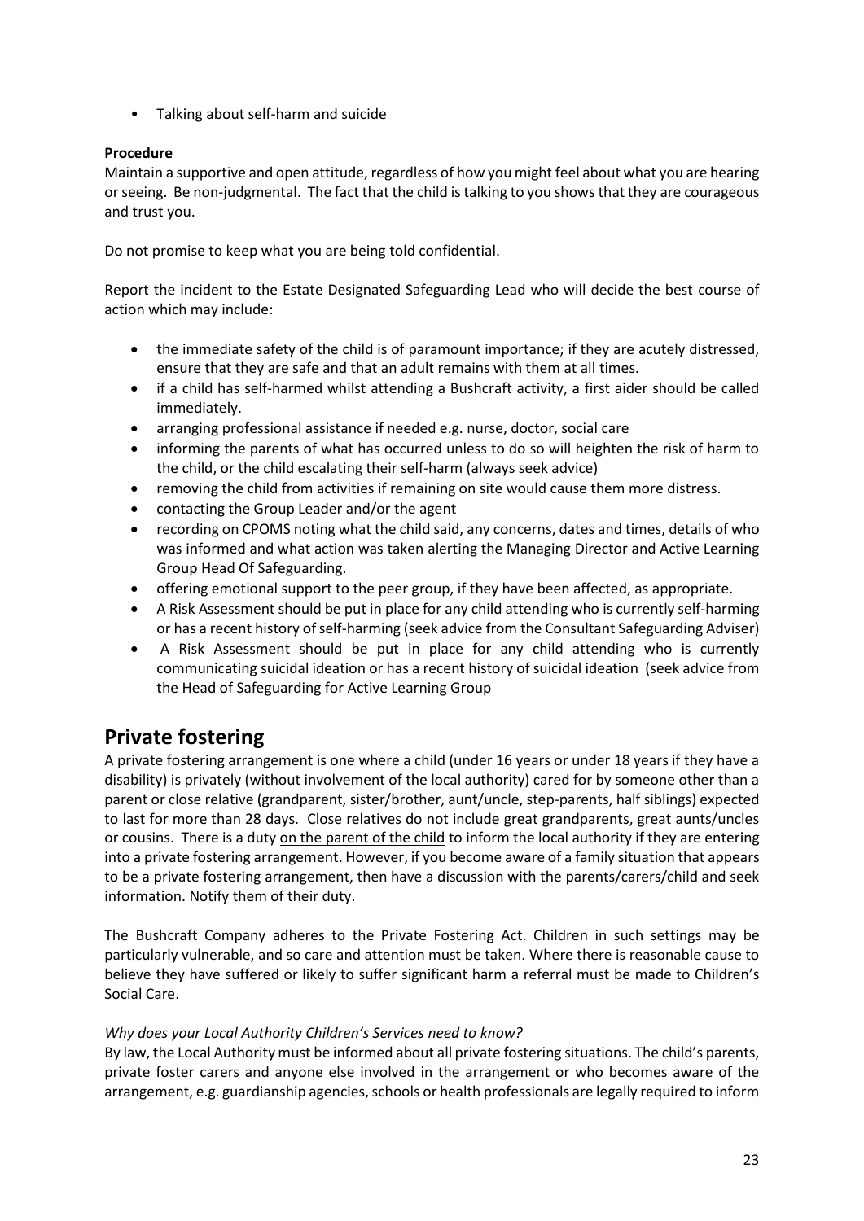- Talking about self-harm and suicide

**Procedure**

Maintain a supportive and open attitude, regardless of how you might feel about what you are hearing or seeing. Be non-judgmental. The fact that the child is talking to you shows that they are courageous and trust you.

Do not promise to keep what you are being told confidential.

Report the incident to the Estate Designated Safeguarding Lead who will decide the best course of action which may include:

- the immediate safety of the child is of paramount importance; if they are acutely distressed, ensure that they are safe and that an adult remains with them at all times.
- if a child has self-harmed whilst attending a Bushcraft activity, a first aider should be called immediately.
- arranging professional assistance if needed e.g. nurse, doctor, social care
- informing the parents of what has occurred unless to do so will heighten the risk of harm to the child, or the child escalating their self-harm (always seek advice)
- removing the child from activities if remaining on site would cause them more distress.
- contacting the Group Leader and/or the agent
- recording on CPOMS noting what the child said, any concerns, dates and times, details of who was informed and what action was taken alerting the Managing Director and Active Learning Group Head Of Safeguarding.
- offering emotional support to the peer group, if they have been affected, as appropriate.
- A Risk Assessment should be put in place for any child attending who is currently self-harming or has a recent history of self-harming (seek advice from the Consultant Safeguarding Adviser)
- A Risk Assessment should be put in place for any child attending who is currently communicating suicidal ideation or has a recent history of suicidal ideation (seek advice from the Head of Safeguarding for Active Learning Group

## Private fostering

A private fostering arrangement is one where a child (under 16 years or under 18 years if they have a disability) is privately (without involvement of the local authority) cared for by someone other than a parent or close relative (grandparent, sister/brother, aunt/uncle, step-parents, half siblings) expected to last for more than 28 days. Close relatives do not include great grandparents, great aunts/uncles or cousins. There is a duty on the parent of the child to inform the local authority if they are entering into a private fostering arrangement. However, if you become aware of a family situation that appears to be a private fostering arrangement, then have a discussion with the parents/carers/child and seek information. Notify them of their duty.

The Bushcraft Company adheres to the Private Fostering Act. Children in such settings may be particularly vulnerable, and so care and attention must be taken. Where there is reasonable cause to believe they have suffered or likely to suffer significant harm a referral must be made to Children's Social Care.

*Why does your Local Authority Children's Services need to know?*

By law, the Local Authority must be informed about all private fostering situations. The child's parents, private foster carers and anyone else involved in the arrangement or who becomes aware of the arrangement, e.g. guardianship agencies, schools or health professionals are legally required to inform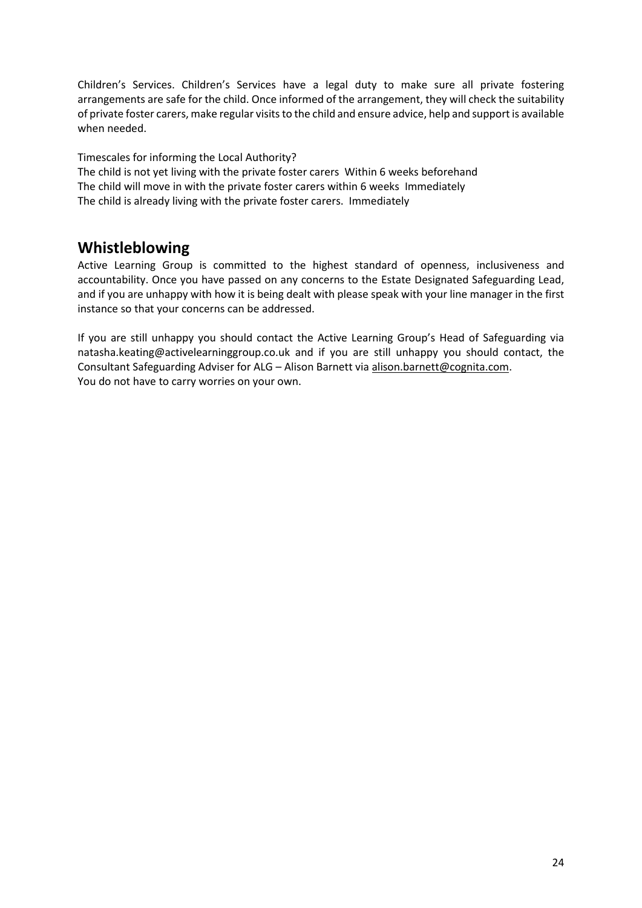Children's Services. Children's Services have a legal duty to make sure all private fostering arrangements are safe for the child. Once informed of the arrangement, they will check the suitability of private foster carers, make regular visits to the child and ensure advice, help and support is available when needed.

Timescales for informing the Local Authority?

The child is not yet living with the private foster carers Within 6 weeks beforehand
The child will move in with the private foster carers within 6 weeks Immediately
The child is already living with the private foster carers. Immediately

## Whistleblowing

Active Learning Group is committed to the highest standard of openness, inclusiveness and accountability. Once you have passed on any concerns to the Estate Designated Safeguarding Lead, and if you are unhappy with how it is being dealt with please speak with your line manager in the first instance so that your concerns can be addressed.

If you are still unhappy you should contact the Active Learning Group's Head of Safeguarding via natasha.keating@activelearninggroup.co.uk and if you are still unhappy you should contact, the Consultant Safeguarding Adviser for ALG – Alison Barnett via alison.barnett@cognita.com.
You do not have to carry worries on your own.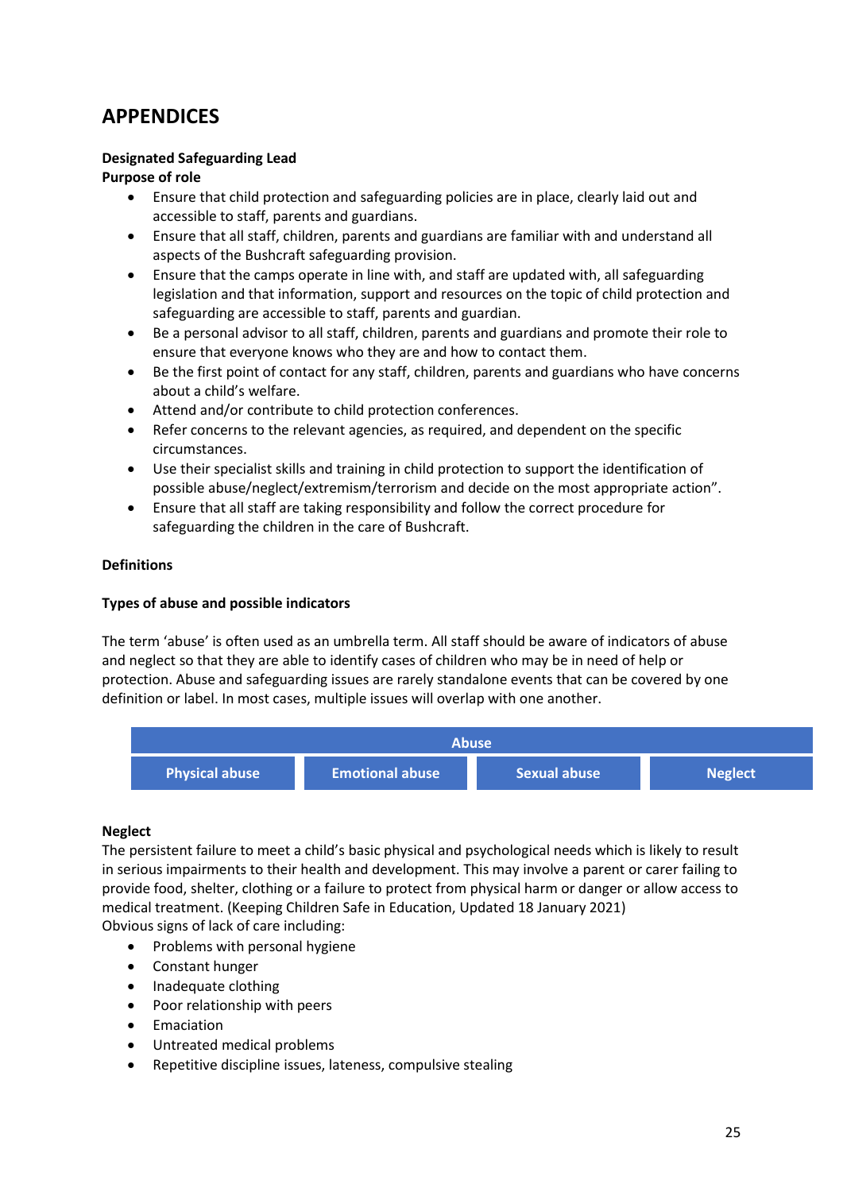# APPENDICES

**Designated Safeguarding Lead**
**Purpose of role**

- Ensure that child protection and safeguarding policies are in place, clearly laid out and accessible to staff, parents and guardians.
- Ensure that all staff, children, parents and guardians are familiar with and understand all aspects of the Bushcraft safeguarding provision.
- Ensure that the camps operate in line with, and staff are updated with, all safeguarding legislation and that information, support and resources on the topic of child protection and safeguarding are accessible to staff, parents and guardian.
- Be a personal advisor to all staff, children, parents and guardians and promote their role to ensure that everyone knows who they are and how to contact them.
- Be the first point of contact for any staff, children, parents and guardians who have concerns about a child's welfare.
- Attend and/or contribute to child protection conferences.
- Refer concerns to the relevant agencies, as required, and dependent on the specific circumstances.
- Use their specialist skills and training in child protection to support the identification of possible abuse/neglect/extremism/terrorism and decide on the most appropriate action".
- Ensure that all staff are taking responsibility and follow the correct procedure for safeguarding the children in the care of Bushcraft.

**Definitions**

**Types of abuse and possible indicators**

The term 'abuse' is often used as an umbrella term. All staff should be aware of indicators of abuse and neglect so that they are able to identify cases of children who may be in need of help or protection. Abuse and safeguarding issues are rarely standalone events that can be covered by one definition or label. In most cases, multiple issues will overlap with one another.

| Abuse | | | |
|---|---|---|---|
| Physical abuse | Emotional abuse | Sexual abuse | Neglect |

**Neglect**
The persistent failure to meet a child's basic physical and psychological needs which is likely to result in serious impairments to their health and development. This may involve a parent or carer failing to provide food, shelter, clothing or a failure to protect from physical harm or danger or allow access to medical treatment. (Keeping Children Safe in Education, Updated 18 January 2021)
Obvious signs of lack of care including:

- Problems with personal hygiene
- Constant hunger
- Inadequate clothing
- Poor relationship with peers
- Emaciation
- Untreated medical problems
- Repetitive discipline issues, lateness, compulsive stealing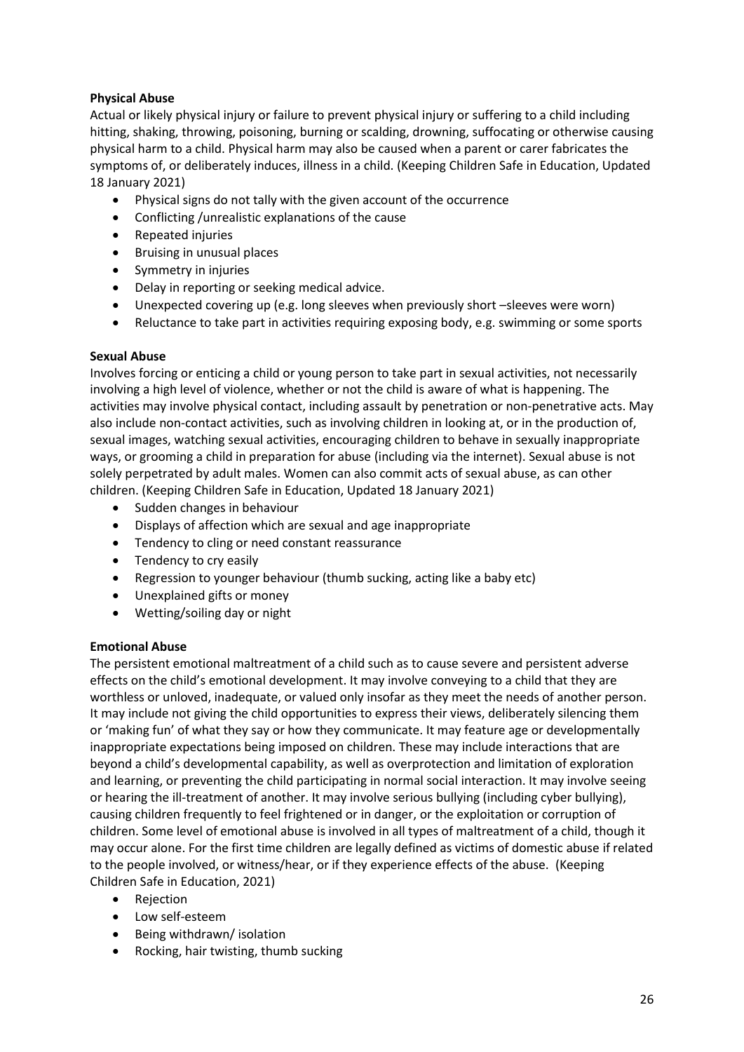**Physical Abuse**

Actual or likely physical injury or failure to prevent physical injury or suffering to a child including hitting, shaking, throwing, poisoning, burning or scalding, drowning, suffocating or otherwise causing physical harm to a child. Physical harm may also be caused when a parent or carer fabricates the symptoms of, or deliberately induces, illness in a child. (Keeping Children Safe in Education, Updated 18 January 2021)

- Physical signs do not tally with the given account of the occurrence
- Conflicting /unrealistic explanations of the cause
- Repeated injuries
- Bruising in unusual places
- Symmetry in injuries
- Delay in reporting or seeking medical advice.
- Unexpected covering up (e.g. long sleeves when previously short –sleeves were worn)
- Reluctance to take part in activities requiring exposing body, e.g. swimming or some sports

**Sexual Abuse**

Involves forcing or enticing a child or young person to take part in sexual activities, not necessarily involving a high level of violence, whether or not the child is aware of what is happening. The activities may involve physical contact, including assault by penetration or non-penetrative acts. May also include non-contact activities, such as involving children in looking at, or in the production of, sexual images, watching sexual activities, encouraging children to behave in sexually inappropriate ways, or grooming a child in preparation for abuse (including via the internet). Sexual abuse is not solely perpetrated by adult males. Women can also commit acts of sexual abuse, as can other children. (Keeping Children Safe in Education, Updated 18 January 2021)

- Sudden changes in behaviour
- Displays of affection which are sexual and age inappropriate
- Tendency to cling or need constant reassurance
- Tendency to cry easily
- Regression to younger behaviour (thumb sucking, acting like a baby etc)
- Unexplained gifts or money
- Wetting/soiling day or night

**Emotional Abuse**

The persistent emotional maltreatment of a child such as to cause severe and persistent adverse effects on the child's emotional development. It may involve conveying to a child that they are worthless or unloved, inadequate, or valued only insofar as they meet the needs of another person. It may include not giving the child opportunities to express their views, deliberately silencing them or 'making fun' of what they say or how they communicate. It may feature age or developmentally inappropriate expectations being imposed on children. These may include interactions that are beyond a child's developmental capability, as well as overprotection and limitation of exploration and learning, or preventing the child participating in normal social interaction. It may involve seeing or hearing the ill-treatment of another. It may involve serious bullying (including cyber bullying), causing children frequently to feel frightened or in danger, or the exploitation or corruption of children. Some level of emotional abuse is involved in all types of maltreatment of a child, though it may occur alone. For the first time children are legally defined as victims of domestic abuse if related to the people involved, or witness/hear, or if they experience effects of the abuse. (Keeping Children Safe in Education, 2021)

- Rejection
- Low self-esteem
- Being withdrawn/ isolation
- Rocking, hair twisting, thumb sucking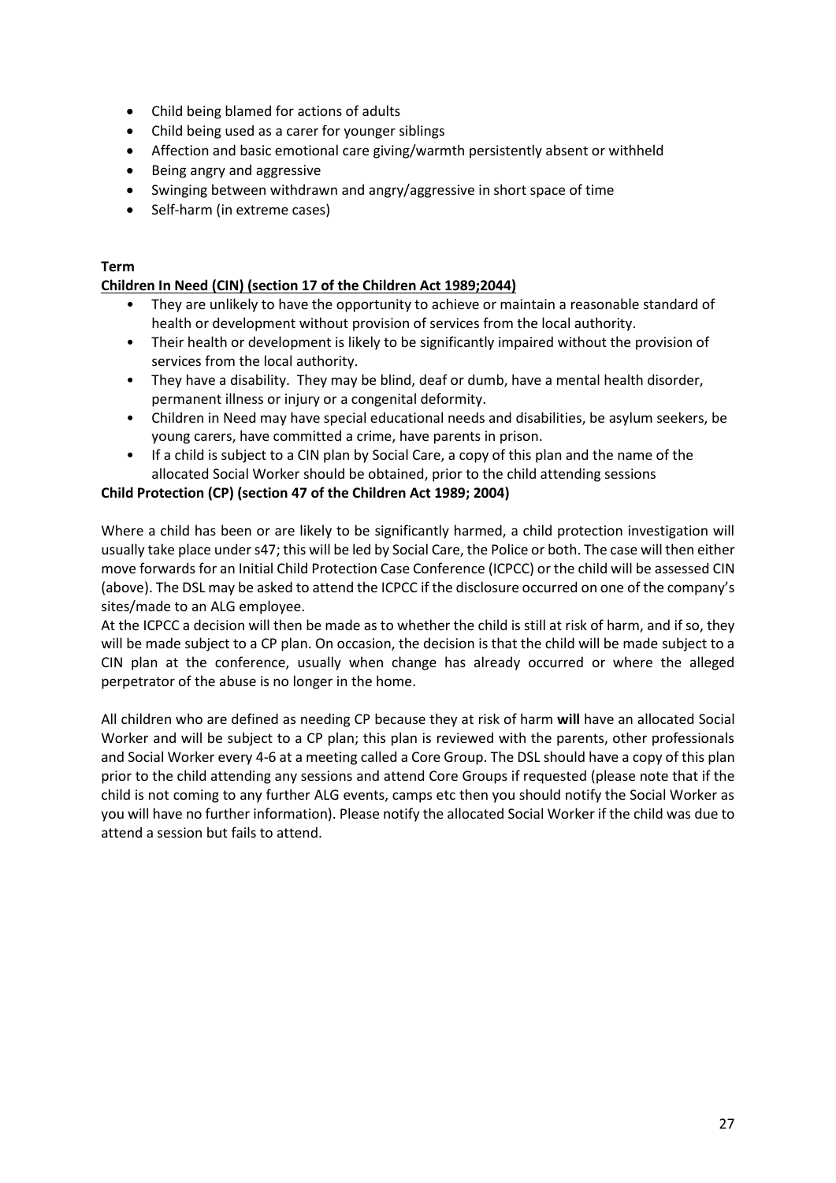- Child being blamed for actions of adults
- Child being used as a carer for younger siblings
- Affection and basic emotional care giving/warmth persistently absent or withheld
- Being angry and aggressive
- Swinging between withdrawn and angry/aggressive in short space of time
- Self-harm (in extreme cases)

**Term**

**<u>Children In Need (CIN) (section 17 of the Children Act 1989;2044)</u>**

- They are unlikely to have the opportunity to achieve or maintain a reasonable standard of health or development without provision of services from the local authority.
- Their health or development is likely to be significantly impaired without the provision of services from the local authority.
- They have a disability. They may be blind, deaf or dumb, have a mental health disorder, permanent illness or injury or a congenital deformity.
- Children in Need may have special educational needs and disabilities, be asylum seekers, be young carers, have committed a crime, have parents in prison.
- If a child is subject to a CIN plan by Social Care, a copy of this plan and the name of the allocated Social Worker should be obtained, prior to the child attending sessions

**Child Protection (CP) (section 47 of the Children Act 1989; 2004)**

Where a child has been or are likely to be significantly harmed, a child protection investigation will usually take place under s47; this will be led by Social Care, the Police or both. The case will then either move forwards for an Initial Child Protection Case Conference (ICPCC) or the child will be assessed CIN (above). The DSL may be asked to attend the ICPCC if the disclosure occurred on one of the company's sites/made to an ALG employee.

At the ICPCC a decision will then be made as to whether the child is still at risk of harm, and if so, they will be made subject to a CP plan. On occasion, the decision is that the child will be made subject to a CIN plan at the conference, usually when change has already occurred or where the alleged perpetrator of the abuse is no longer in the home.

All children who are defined as needing CP because they at risk of harm **will** have an allocated Social Worker and will be subject to a CP plan; this plan is reviewed with the parents, other professionals and Social Worker every 4-6 at a meeting called a Core Group. The DSL should have a copy of this plan prior to the child attending any sessions and attend Core Groups if requested (please note that if the child is not coming to any further ALG events, camps etc then you should notify the Social Worker as you will have no further information). Please notify the allocated Social Worker if the child was due to attend a session but fails to attend.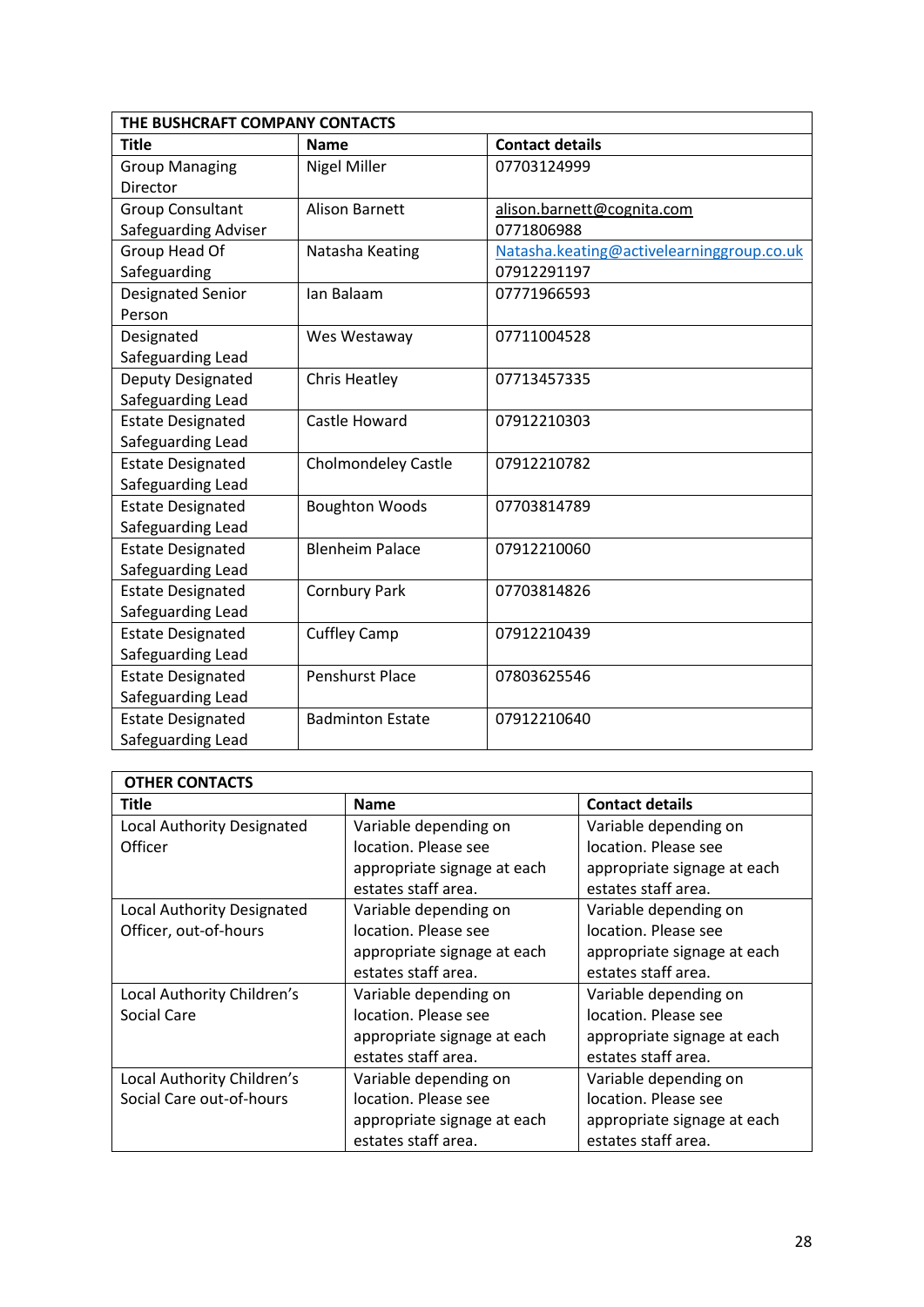| THE BUSHCRAFT COMPANY CONTACTS | | |
|---|---|---|
| **Title** | **Name** | **Contact details** |
| Group Managing Director | Nigel Miller | 07703124999 |
| Group Consultant Safeguarding Adviser | Alison Barnett | alison.barnett@cognita.com 0771806988 |
| Group Head Of Safeguarding | Natasha Keating | Natasha.keating@activelearninggroup.co.uk 07912291197 |
| Designated Senior Person | Ian Balaam | 07771966593 |
| Designated Safeguarding Lead | Wes Westaway | 07711004528 |
| Deputy Designated Safeguarding Lead | Chris Heatley | 07713457335 |
| Estate Designated Safeguarding Lead | Castle Howard | 07912210303 |
| Estate Designated Safeguarding Lead | Cholmondeley Castle | 07912210782 |
| Estate Designated Safeguarding Lead | Boughton Woods | 07703814789 |
| Estate Designated Safeguarding Lead | Blenheim Palace | 07912210060 |
| Estate Designated Safeguarding Lead | Cornbury Park | 07703814826 |
| Estate Designated Safeguarding Lead | Cuffley Camp | 07912210439 |
| Estate Designated Safeguarding Lead | Penshurst Place | 07803625546 |
| Estate Designated Safeguarding Lead | Badminton Estate | 07912210640 |

| OTHER CONTACTS | | |
|---|---|---|
| **Title** | **Name** | **Contact details** |
| Local Authority Designated Officer | Variable depending on location. Please see appropriate signage at each estates staff area. | Variable depending on location. Please see appropriate signage at each estates staff area. |
| Local Authority Designated Officer, out-of-hours | Variable depending on location. Please see appropriate signage at each estates staff area. | Variable depending on location. Please see appropriate signage at each estates staff area. |
| Local Authority Children's Social Care | Variable depending on location. Please see appropriate signage at each estates staff area. | Variable depending on location. Please see appropriate signage at each estates staff area. |
| Local Authority Children's Social Care out-of-hours | Variable depending on location. Please see appropriate signage at each estates staff area. | Variable depending on location. Please see appropriate signage at each estates staff area. |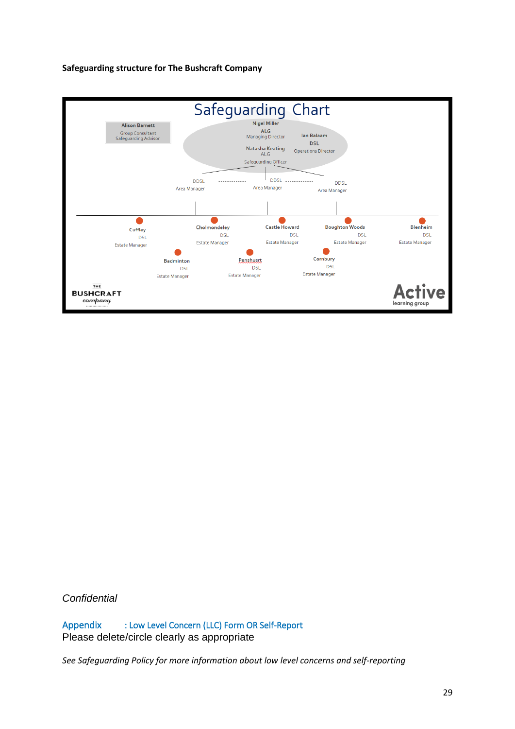**Safeguarding structure for The Bushcraft Company**

Safeguarding Chart

Alison Barnett
Group Consultant
Safeguarding Advisor

Nigel Miller
ALG
Managing Director

Ian Balaam
DSL
Operations Director

Natasha Keating
ALG
Safeguarding Officer

DDSL
Area Manager

DDSL
Area Manager

DDSL
Area Manager

Cuffley
DSL
Estate Manager

Cholmondeley
DSL
Estate Manager

Castle Howard
DSL
Estate Manager

Boughton Woods
DSL
Estate Manager

Blenheim
DSL
Estate Manager

Badminton
DSL
Estate Manager

Penshusrt
DSL
Estate Manager

Cornbury
DSL
Estate Manager

THE BUSHCRAFT company

Active learning group

*Confidential*

## Appendix : Low Level Concern (LLC) Form OR Self-Report

Please delete/circle clearly as appropriate

*See Safeguarding Policy for more information about low level concerns and self-reporting*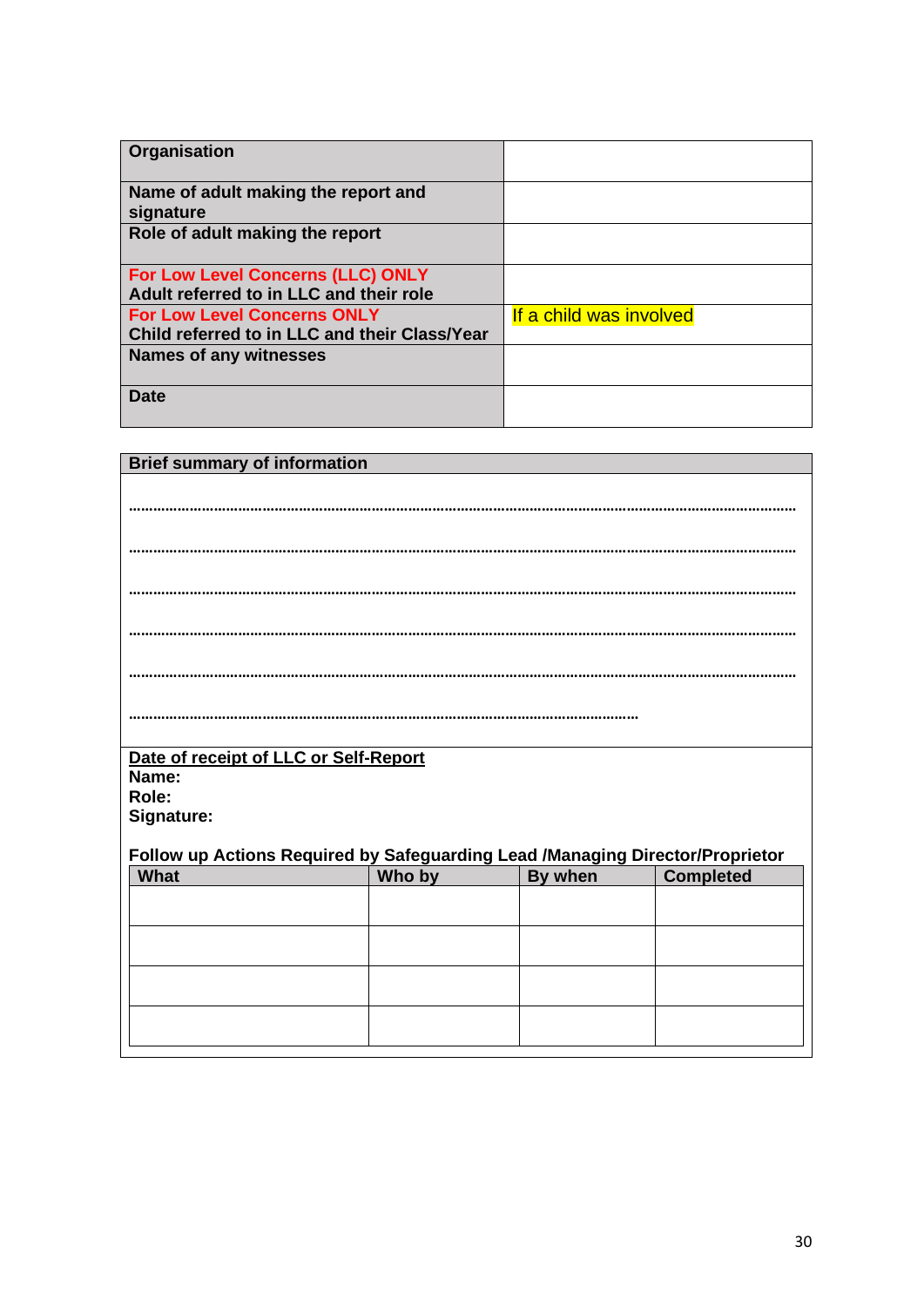| Organisation | |
|---|---|
| Name of adult making the report and signature | |
| Role of adult making the report | |
| For Low Level Concerns (LLC) ONLY<br>Adult referred to in LLC and their role | |
| For Low Level Concerns ONLY<br>Child referred to in LLC and their Class/Year | If a child was involved |
| Names of any witnesses | |
| Date | |

**Brief summary of information**

………………………………………………………………………………………………………………………………

………………………………………………………………………………………………………………………………

………………………………………………………………………………………………………………………………

………………………………………………………………………………………………………………………………

………………………………………………………………………………………………………………………………

…………………………………………………………………………………………………………

**Date of receipt of LLC or Self-Report**
**Name:**
**Role:**
**Signature:**

**Follow up Actions Required by Safeguarding Lead /Managing Director/Proprietor**

| What | Who by | By when | Completed |
|---|---|---|---|
| | | | |
| | | | |
| | | | |
| | | | |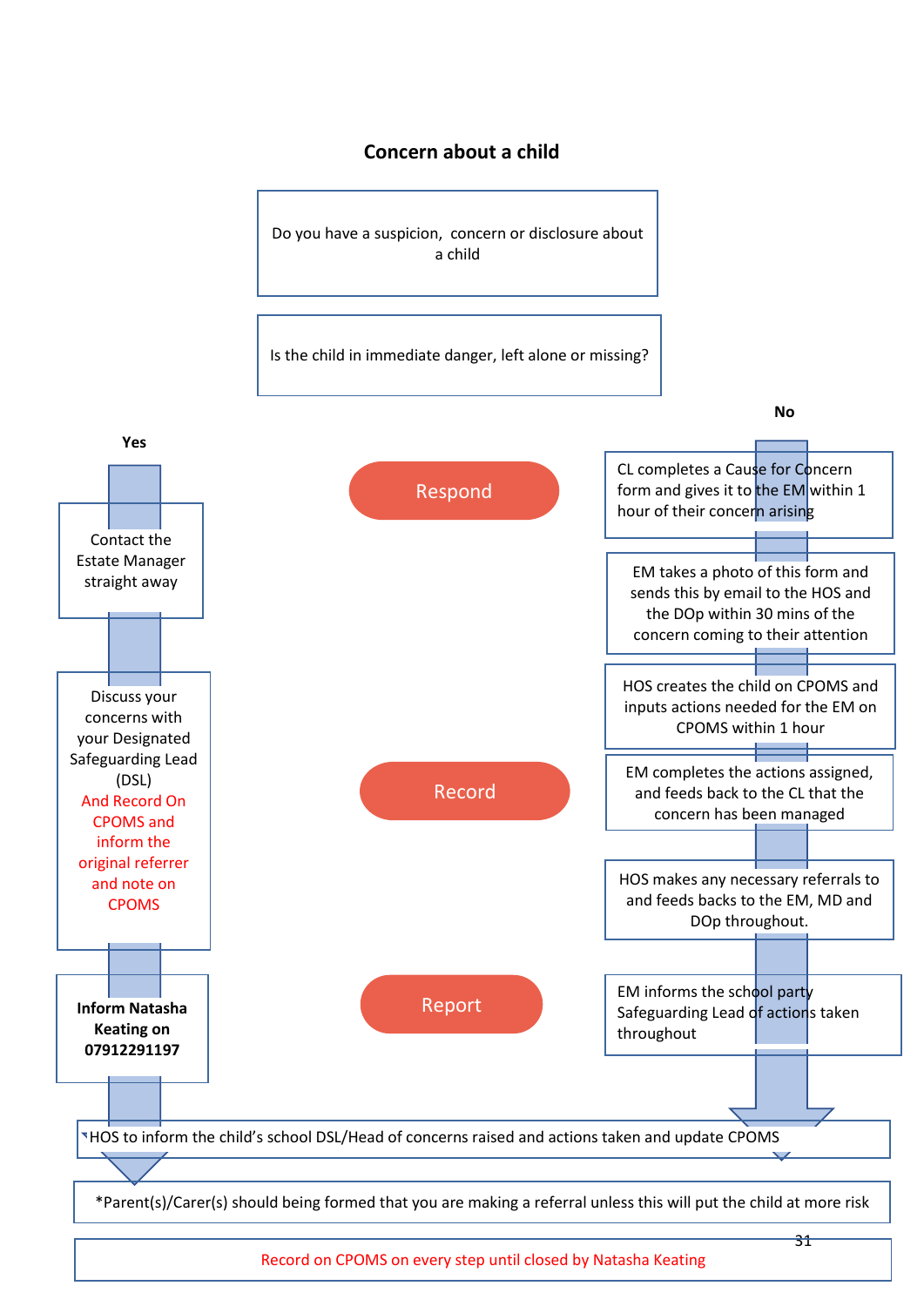## Concern about a child

Do you have a suspicion, concern or disclosure about a child

Is the child in immediate danger, left alone or missing?

**Yes**

Contact the Estate Manager straight away

Discuss your concerns with your Designated Safeguarding Lead (DSL) And Record On CPOMS and inform the original referrer and note on CPOMS

**Inform Natasha Keating on 07912291197**

**No**

CL completes a Cause for Concern form and gives it to the EM within 1 hour of their concern arising

EM takes a photo of this form and sends this by email to the HOS and the DOp within 30 mins of the concern coming to their attention

HOS creates the child on CPOMS and inputs actions needed for the EM on CPOMS within 1 hour

EM completes the actions assigned, and feeds back to the CL that the concern has been managed

HOS makes any necessary referrals to and feeds backs to the EM, MD and DOp throughout.

EM informs the school party Safeguarding Lead of actions taken throughout

Respond

Record

Report

HOS to inform the child's school DSL/Head of concerns raised and actions taken and update CPOMS

*Parent(s)/Carer(s) should being formed that you are making a referral unless this will put the child at more risk

Record on CPOMS on every step until closed by Natasha Keating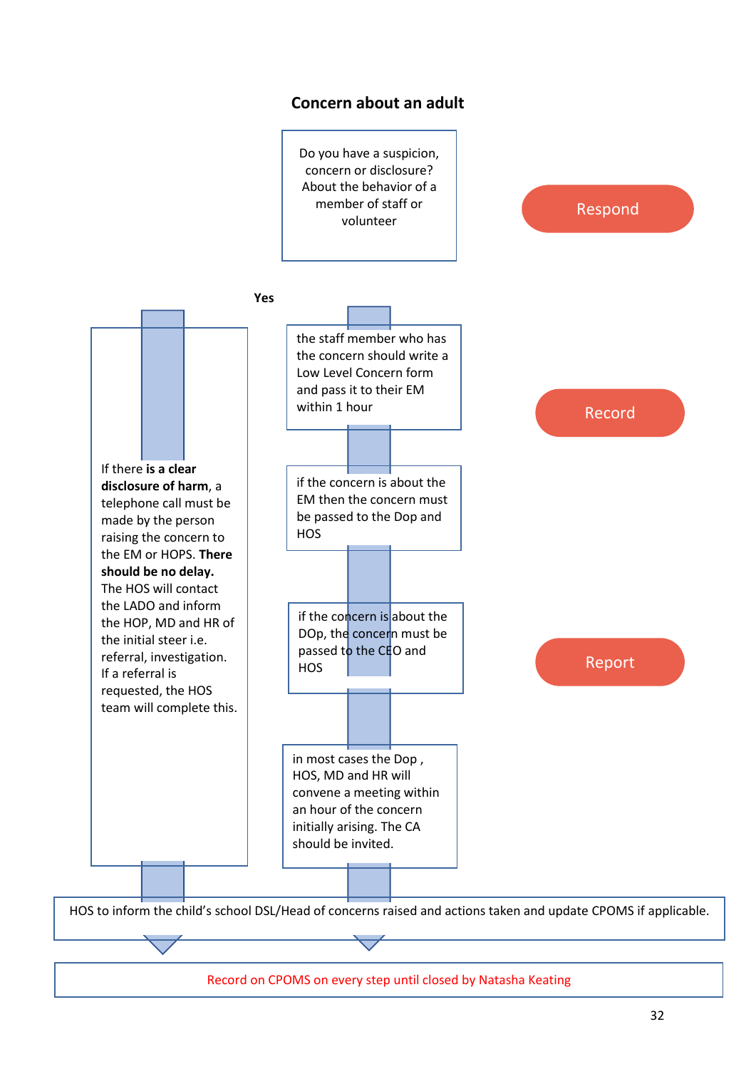## Concern about an adult

Do you have a suspicion, concern or disclosure? About the behavior of a member of staff or volunteer

**Respond**

**Yes**

If there **is a clear disclosure of harm**, a telephone call must be made by the person raising the concern to the EM or HOPS. **There should be no delay.** The HOS will contact the LADO and inform the HOP, MD and HR of the initial steer i.e. referral, investigation. If a referral is requested, the HOS team will complete this.

the staff member who has the concern should write a Low Level Concern form and pass it to their EM within 1 hour

**Record**

if the concern is about the EM then the concern must be passed to the Dop and HOS

if the concern is about the DOp, the concern must be passed to the CEO and HOS

**Report**

in most cases the Dop , HOS, MD and HR will convene a meeting within an hour of the concern initially arising. The CA should be invited.

HOS to inform the child's school DSL/Head of concerns raised and actions taken and update CPOMS if applicable.

Record on CPOMS on every step until closed by Natasha Keating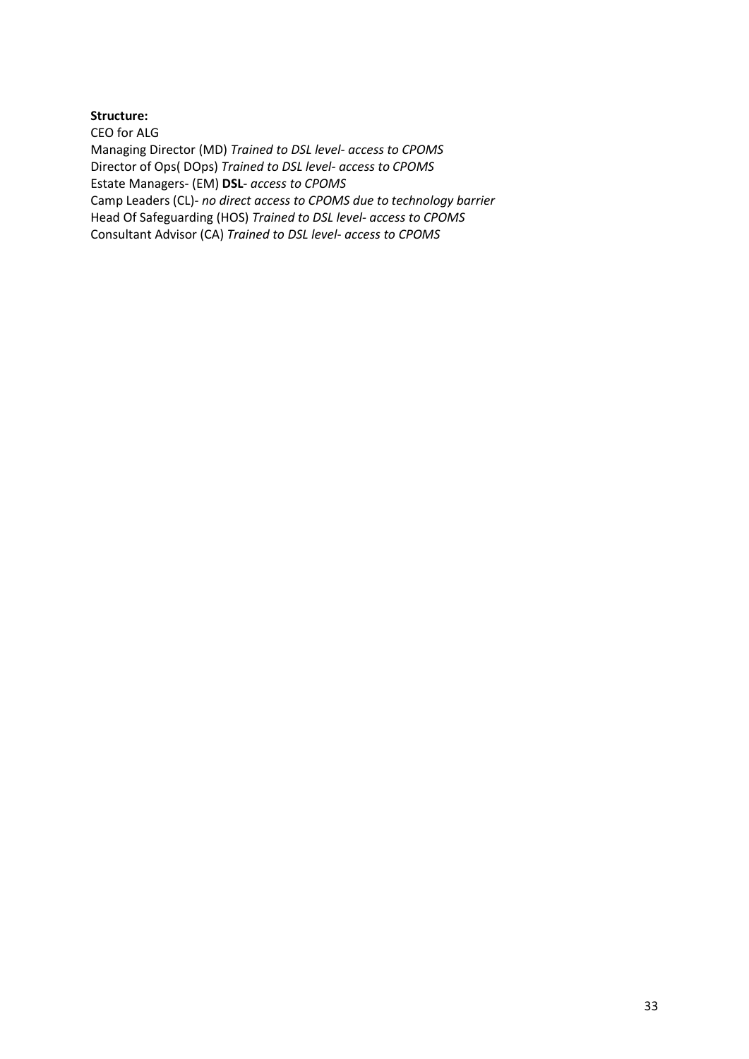**Structure:**

CEO for ALG
Managing Director (MD) *Trained to DSL level- access to CPOMS*
Director of Ops( DOps) *Trained to DSL level- access to CPOMS*
Estate Managers- (EM) **DSL**- *access to CPOMS*
Camp Leaders (CL)- *no direct access to CPOMS due to technology barrier*
Head Of Safeguarding (HOS) *Trained to DSL level- access to CPOMS*
Consultant Advisor (CA) *Trained to DSL level- access to CPOMS*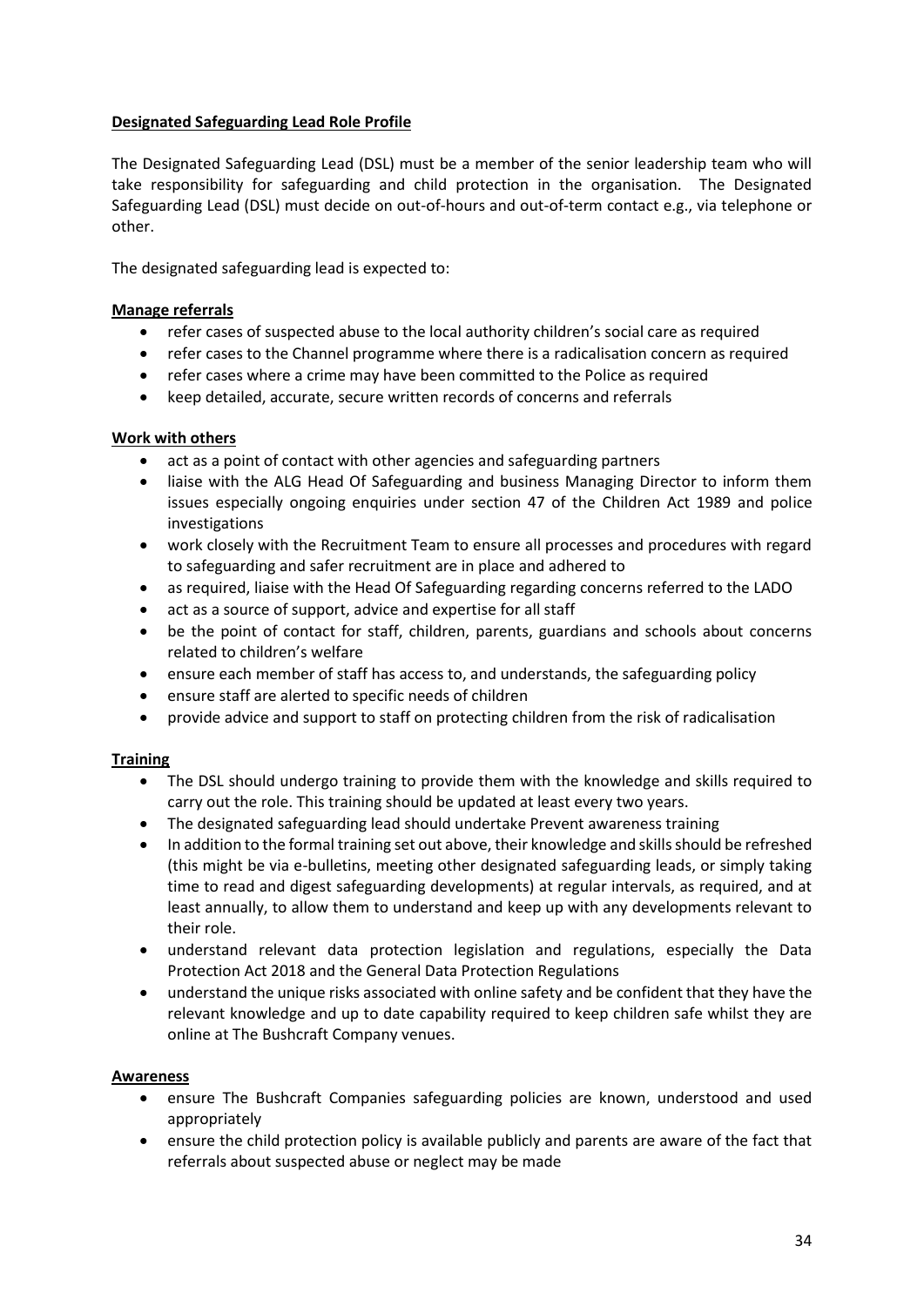## Designated Safeguarding Lead Role Profile

The Designated Safeguarding Lead (DSL) must be a member of the senior leadership team who will take responsibility for safeguarding and child protection in the organisation. The Designated Safeguarding Lead (DSL) must decide on out-of-hours and out-of-term contact e.g., via telephone or other.

The designated safeguarding lead is expected to:

### Manage referrals

- refer cases of suspected abuse to the local authority children's social care as required
- refer cases to the Channel programme where there is a radicalisation concern as required
- refer cases where a crime may have been committed to the Police as required
- keep detailed, accurate, secure written records of concerns and referrals

### Work with others

- act as a point of contact with other agencies and safeguarding partners
- liaise with the ALG Head Of Safeguarding and business Managing Director to inform them issues especially ongoing enquiries under section 47 of the Children Act 1989 and police investigations
- work closely with the Recruitment Team to ensure all processes and procedures with regard to safeguarding and safer recruitment are in place and adhered to
- as required, liaise with the Head Of Safeguarding regarding concerns referred to the LADO
- act as a source of support, advice and expertise for all staff
- be the point of contact for staff, children, parents, guardians and schools about concerns related to children's welfare
- ensure each member of staff has access to, and understands, the safeguarding policy
- ensure staff are alerted to specific needs of children
- provide advice and support to staff on protecting children from the risk of radicalisation

### Training

- The DSL should undergo training to provide them with the knowledge and skills required to carry out the role. This training should be updated at least every two years.
- The designated safeguarding lead should undertake Prevent awareness training
- In addition to the formal training set out above, their knowledge and skills should be refreshed (this might be via e-bulletins, meeting other designated safeguarding leads, or simply taking time to read and digest safeguarding developments) at regular intervals, as required, and at least annually, to allow them to understand and keep up with any developments relevant to their role.
- understand relevant data protection legislation and regulations, especially the Data Protection Act 2018 and the General Data Protection Regulations
- understand the unique risks associated with online safety and be confident that they have the relevant knowledge and up to date capability required to keep children safe whilst they are online at The Bushcraft Company venues.

### Awareness

- ensure The Bushcraft Companies safeguarding policies are known, understood and used appropriately
- ensure the child protection policy is available publicly and parents are aware of the fact that referrals about suspected abuse or neglect may be made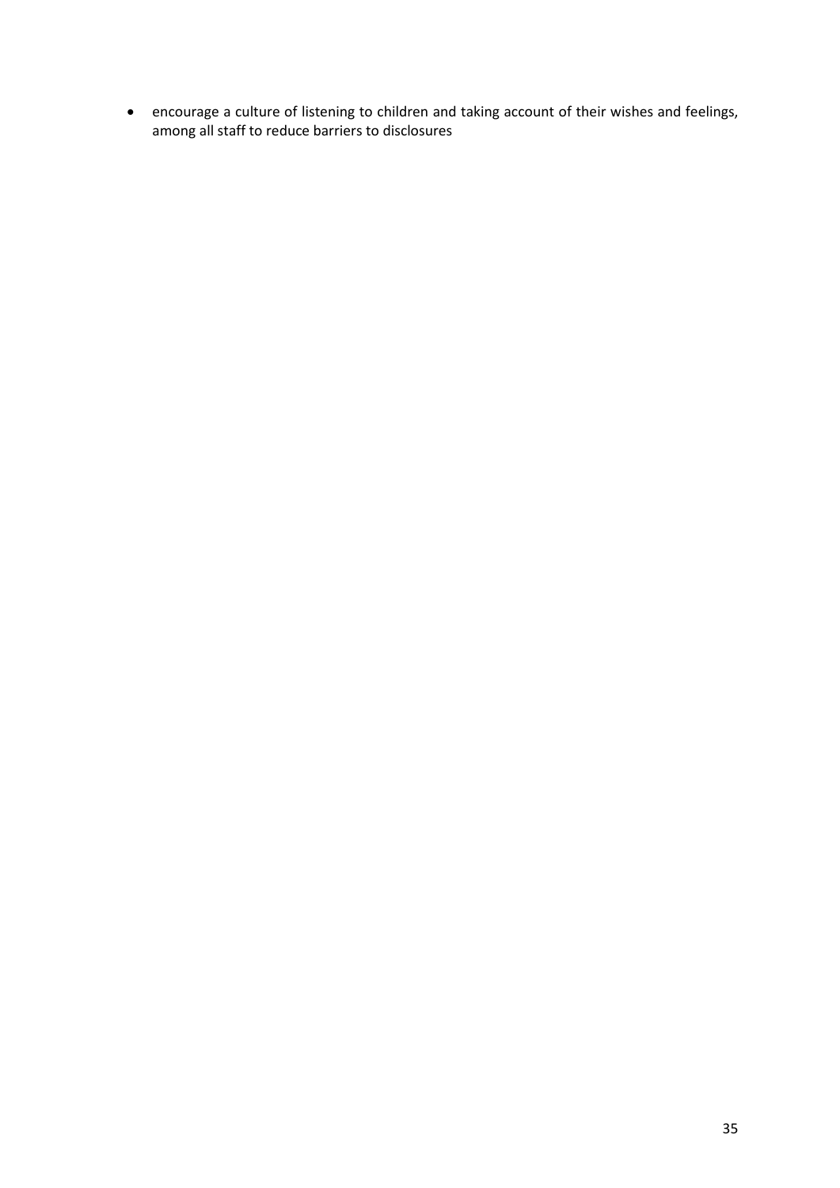- encourage a culture of listening to children and taking account of their wishes and feelings, among all staff to reduce barriers to disclosures